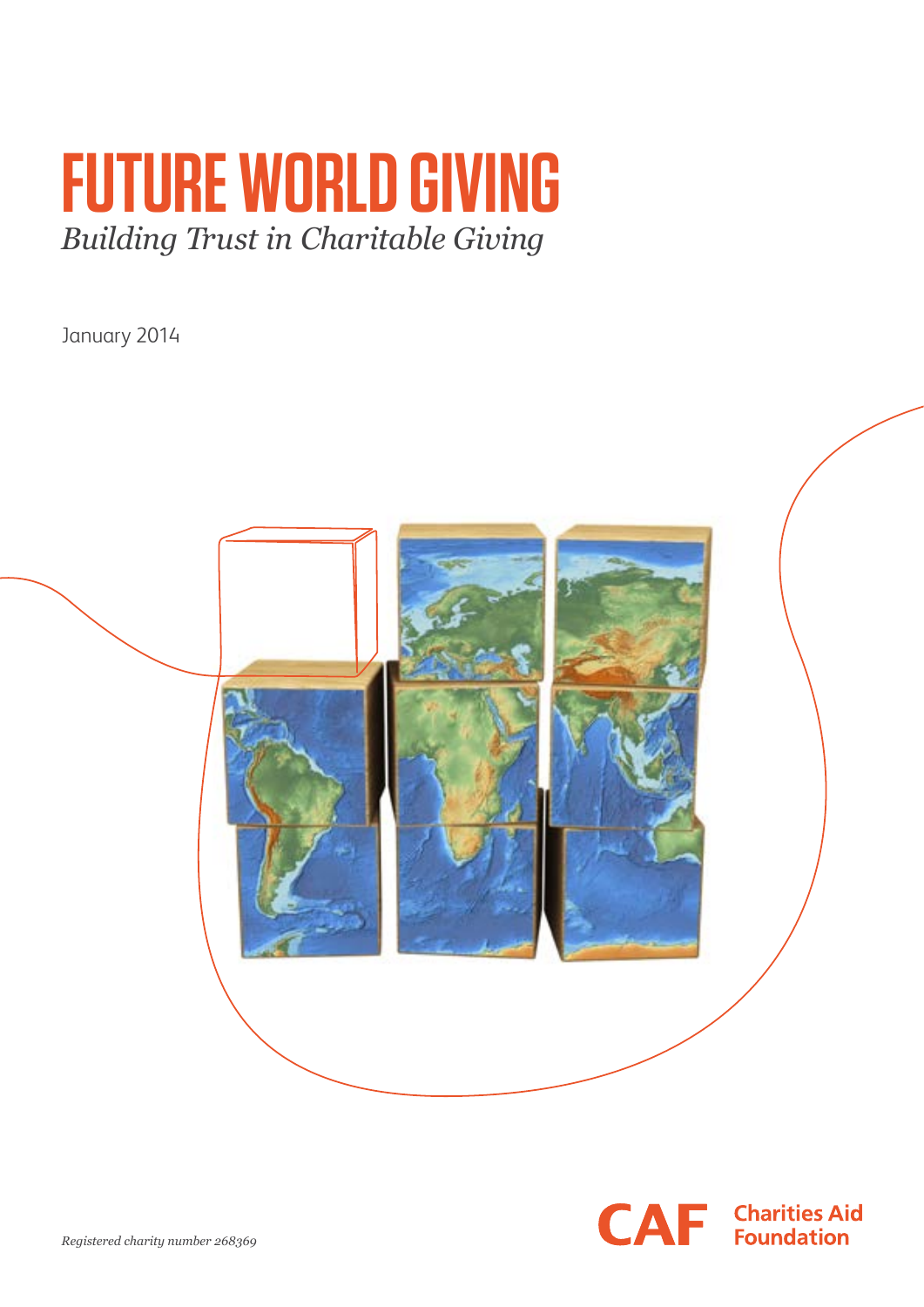# FUTURE WORLD GIVING

*Building Trust in Charitable Giving*

January 2014

CAF Charities Aid Foundation

*Registered charity number 268369*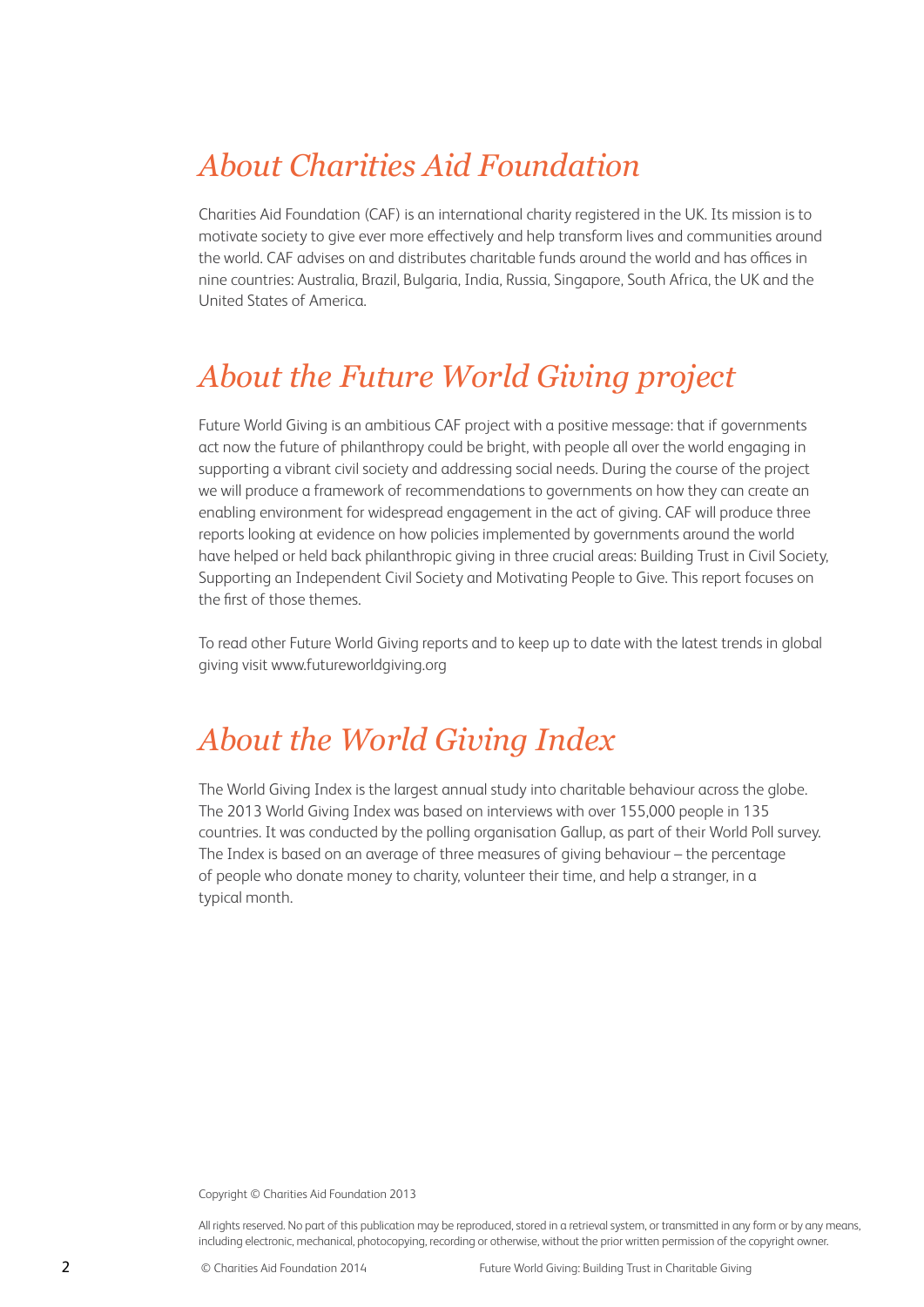## *About Charities Aid Foundation*

Charities Aid Foundation (CAF) is an international charity registered in the UK. Its mission is to motivate society to give ever more effectively and help transform lives and communities around the world. CAF advises on and distributes charitable funds around the world and has offices in nine countries: Australia, Brazil, Bulgaria, India, Russia, Singapore, South Africa, the UK and the United States of America.

## *About the Future World Giving project*

Future World Giving is an ambitious CAF project with a positive message: that if governments act now the future of philanthropy could be bright, with people all over the world engaging in supporting a vibrant civil society and addressing social needs. During the course of the project we will produce a framework of recommendations to governments on how they can create an enabling environment for widespread engagement in the act of giving. CAF will produce three reports looking at evidence on how policies implemented by governments around the world have helped or held back philanthropic giving in three crucial areas: Building Trust in Civil Society, Supporting an Independent Civil Society and Motivating People to Give. This report focuses on the first of those themes.

To read other Future World Giving reports and to keep up to date with the latest trends in global giving visit www.futureworldgiving.org

## *About the World Giving Index*

The World Giving Index is the largest annual study into charitable behaviour across the globe. The 2013 World Giving Index was based on interviews with over 155,000 people in 135 countries. It was conducted by the polling organisation Gallup, as part of their World Poll survey. The Index is based on an average of three measures of giving behaviour – the percentage of people who donate money to charity, volunteer their time, and help a stranger, in a typical month.

Copyright © Charities Aid Foundation 2013

All rights reserved. No part of this publication may be reproduced, stored in a retrieval system, or transmitted in any form or by any means, including electronic, mechanical, photocopying, recording or otherwise, without the prior written permission of the copyright owner.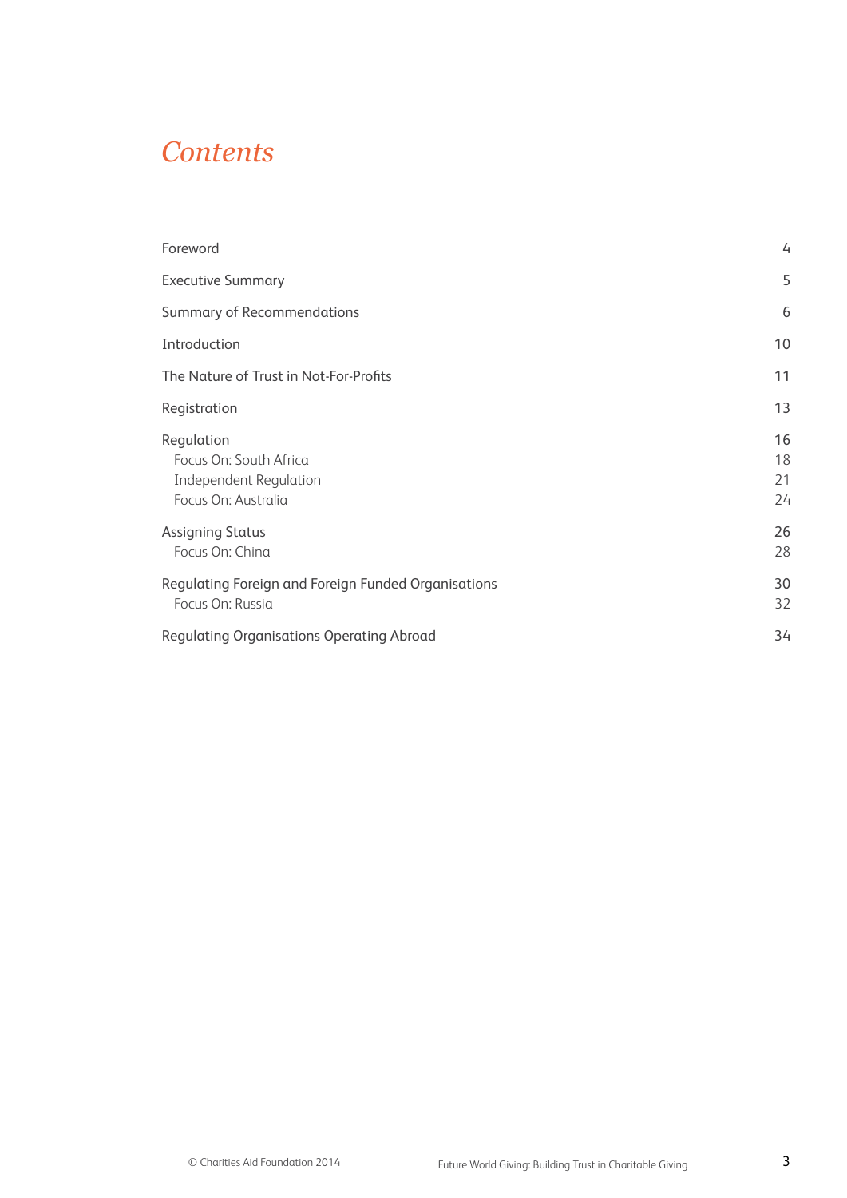# Contents

| | |
|---|---|
| Foreword | 4 |
| Executive Summary | 5 |
| Summary of Recommendations | 6 |
| Introduction | 10 |
| The Nature of Trust in Not-For-Profits | 11 |
| Registration | 13 |
| Regulation | 16 |
| Focus On: South Africa | 18 |
| Independent Regulation | 21 |
| Focus On: Australia | 24 |
| Assigning Status | 26 |
| Focus On: China | 28 |
| Regulating Foreign and Foreign Funded Organisations | 30 |
| Focus On: Russia | 32 |
| Regulating Organisations Operating Abroad | 34 |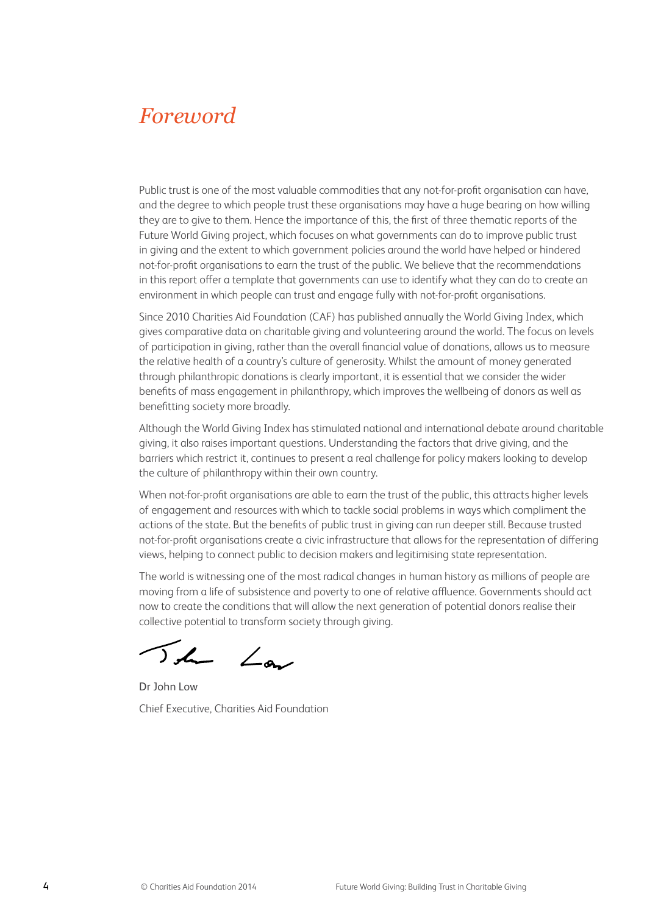# *Foreword*

Public trust is one of the most valuable commodities that any not-for-profit organisation can have, and the degree to which people trust these organisations may have a huge bearing on how willing they are to give to them. Hence the importance of this, the first of three thematic reports of the Future World Giving project, which focuses on what governments can do to improve public trust in giving and the extent to which government policies around the world have helped or hindered not-for-profit organisations to earn the trust of the public. We believe that the recommendations in this report offer a template that governments can use to identify what they can do to create an environment in which people can trust and engage fully with not-for-profit organisations.

Since 2010 Charities Aid Foundation (CAF) has published annually the World Giving Index, which gives comparative data on charitable giving and volunteering around the world. The focus on levels of participation in giving, rather than the overall financial value of donations, allows us to measure the relative health of a country's culture of generosity. Whilst the amount of money generated through philanthropic donations is clearly important, it is essential that we consider the wider benefits of mass engagement in philanthropy, which improves the wellbeing of donors as well as benefitting society more broadly.

Although the World Giving Index has stimulated national and international debate around charitable giving, it also raises important questions. Understanding the factors that drive giving, and the barriers which restrict it, continues to present a real challenge for policy makers looking to develop the culture of philanthropy within their own country.

When not-for-profit organisations are able to earn the trust of the public, this attracts higher levels of engagement and resources with which to tackle social problems in ways which compliment the actions of the state. But the benefits of public trust in giving can run deeper still. Because trusted not-for-profit organisations create a civic infrastructure that allows for the representation of differing views, helping to connect public to decision makers and legitimising state representation.

The world is witnessing one of the most radical changes in human history as millions of people are moving from a life of subsistence and poverty to one of relative affluence. Governments should act now to create the conditions that will allow the next generation of potential donors realise their collective potential to transform society through giving.

Dr John Low

Chief Executive, Charities Aid Foundation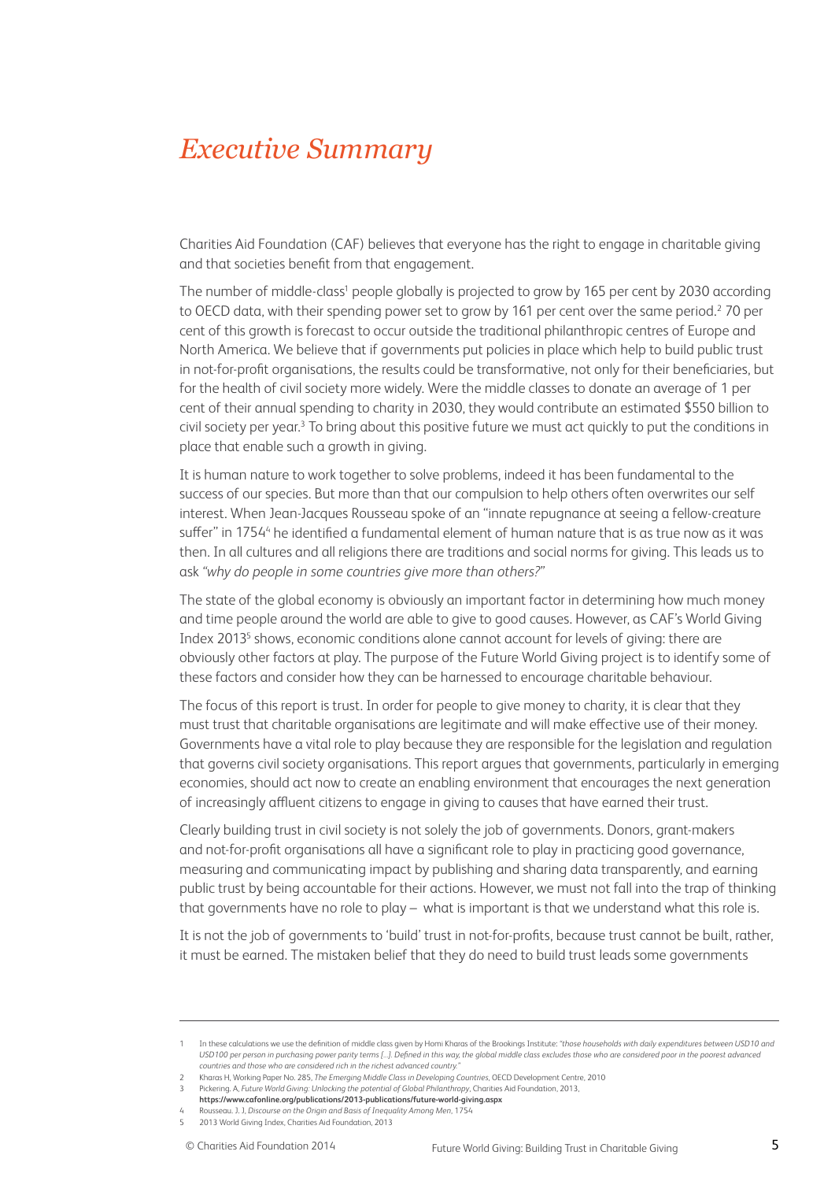# *Executive Summary*

Charities Aid Foundation (CAF) believes that everyone has the right to engage in charitable giving and that societies benefit from that engagement.

The number of middle-class[1] people globally is projected to grow by 165 per cent by 2030 according to OECD data, with their spending power set to grow by 161 per cent over the same period.[2] 70 per cent of this growth is forecast to occur outside the traditional philanthropic centres of Europe and North America. We believe that if governments put policies in place which help to build public trust in not-for-profit organisations, the results could be transformative, not only for their beneficiaries, but for the health of civil society more widely. Were the middle classes to donate an average of 1 per cent of their annual spending to charity in 2030, they would contribute an estimated $550 billion to civil society per year.[3] To bring about this positive future we must act quickly to put the conditions in place that enable such a growth in giving.

It is human nature to work together to solve problems, indeed it has been fundamental to the success of our species. But more than that our compulsion to help others often overwrites our self interest. When Jean-Jacques Rousseau spoke of an "innate repugnance at seeing a fellow-creature suffer" in 1754[4] he identified a fundamental element of human nature that is as true now as it was then. In all cultures and all religions there are traditions and social norms for giving. This leads us to ask *"why do people in some countries give more than others?"*

The state of the global economy is obviously an important factor in determining how much money and time people around the world are able to give to good causes. However, as CAF's World Giving Index 2013[5] shows, economic conditions alone cannot account for levels of giving: there are obviously other factors at play. The purpose of the Future World Giving project is to identify some of these factors and consider how they can be harnessed to encourage charitable behaviour.

The focus of this report is trust. In order for people to give money to charity, it is clear that they must trust that charitable organisations are legitimate and will make effective use of their money. Governments have a vital role to play because they are responsible for the legislation and regulation that governs civil society organisations. This report argues that governments, particularly in emerging economies, should act now to create an enabling environment that encourages the next generation of increasingly affluent citizens to engage in giving to causes that have earned their trust.

Clearly building trust in civil society is not solely the job of governments. Donors, grant-makers and not-for-profit organisations all have a significant role to play in practicing good governance, measuring and communicating impact by publishing and sharing data transparently, and earning public trust by being accountable for their actions. However, we must not fall into the trap of thinking that governments have no role to play – what is important is that we understand what this role is.

It is not the job of governments to 'build' trust in not-for-profits, because trust cannot be built, rather, it must be earned. The mistaken belief that they do need to build trust leads some governments

---

1 In these calculations we use the definition of middle class given by Homi Kharas of the Brookings Institute: *"those households with daily expenditures between USD10 and USD100 per person in purchasing power parity terms [...]. Defined in this way, the global middle class excludes those who are considered poor in the poorest advanced countries and those who are considered rich in the richest advanced country."*

2 Kharas H, Working Paper No. 285, *The Emerging Middle Class in Developing Countries*, OECD Development Centre, 2010

3 Pickering. A, *Future World Giving: Unlocking the potential of Global Philanthropy*, Charities Aid Foundation, 2013, **https://www.cafonline.org/publications/2013-publications/future-world-giving.aspx**

4 Rousseau. J. J, *Discourse on the Origin and Basis of Inequality Among Men*, 1754

5 2013 World Giving Index, Charities Aid Foundation, 2013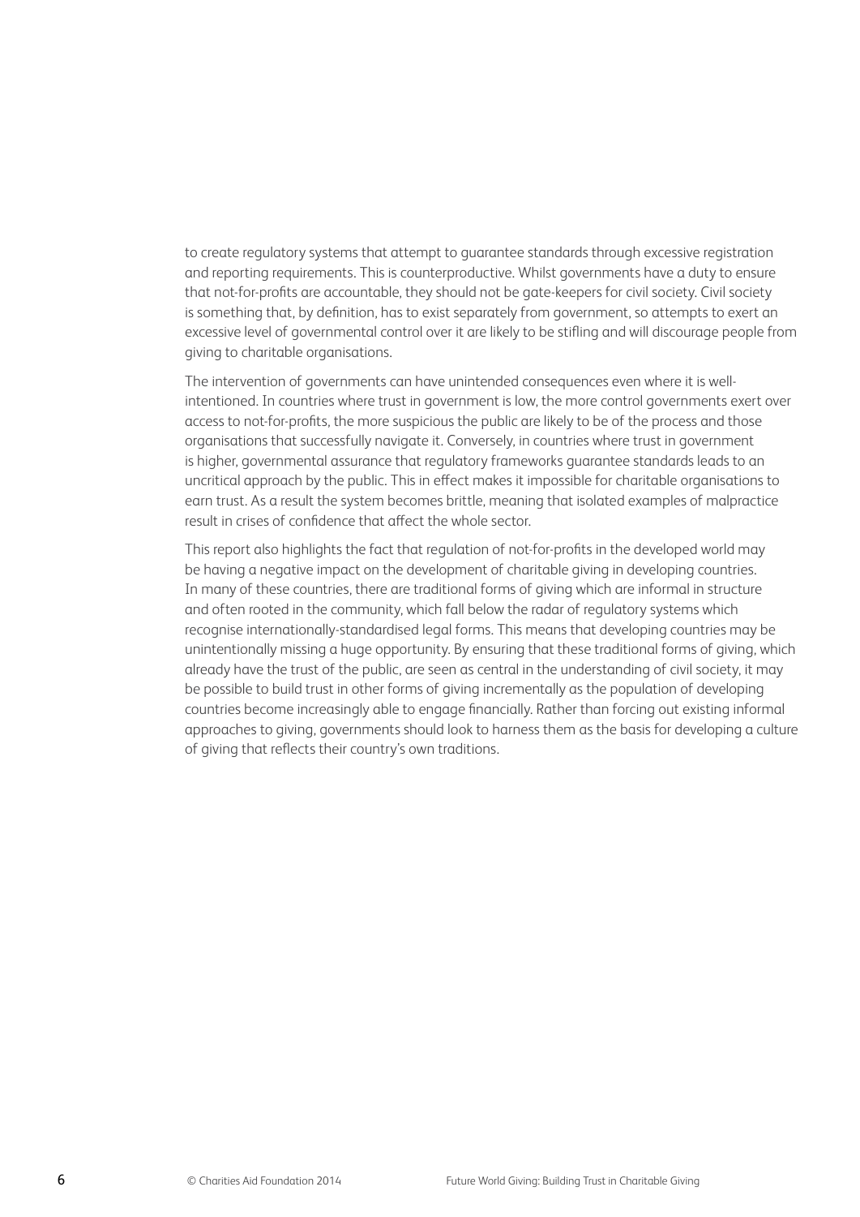to create regulatory systems that attempt to guarantee standards through excessive registration and reporting requirements. This is counterproductive. Whilst governments have a duty to ensure that not-for-profits are accountable, they should not be gate-keepers for civil society. Civil society is something that, by definition, has to exist separately from government, so attempts to exert an excessive level of governmental control over it are likely to be stifling and will discourage people from giving to charitable organisations.

The intervention of governments can have unintended consequences even where it is well-intentioned. In countries where trust in government is low, the more control governments exert over access to not-for-profits, the more suspicious the public are likely to be of the process and those organisations that successfully navigate it. Conversely, in countries where trust in government is higher, governmental assurance that regulatory frameworks guarantee standards leads to an uncritical approach by the public. This in effect makes it impossible for charitable organisations to earn trust. As a result the system becomes brittle, meaning that isolated examples of malpractice result in crises of confidence that affect the whole sector.

This report also highlights the fact that regulation of not-for-profits in the developed world may be having a negative impact on the development of charitable giving in developing countries. In many of these countries, there are traditional forms of giving which are informal in structure and often rooted in the community, which fall below the radar of regulatory systems which recognise internationally-standardised legal forms. This means that developing countries may be unintentionally missing a huge opportunity. By ensuring that these traditional forms of giving, which already have the trust of the public, are seen as central in the understanding of civil society, it may be possible to build trust in other forms of giving incrementally as the population of developing countries become increasingly able to engage financially. Rather than forcing out existing informal approaches to giving, governments should look to harness them as the basis for developing a culture of giving that reflects their country's own traditions.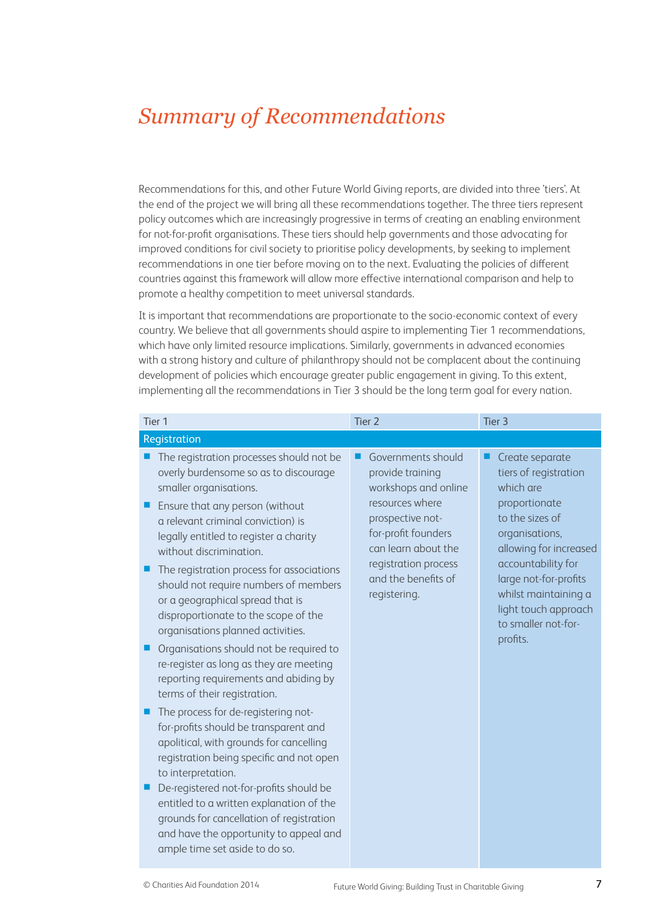# *Summary of Recommendations*

Recommendations for this, and other Future World Giving reports, are divided into three 'tiers'. At the end of the project we will bring all these recommendations together. The three tiers represent policy outcomes which are increasingly progressive in terms of creating an enabling environment for not-for-profit organisations. These tiers should help governments and those advocating for improved conditions for civil society to prioritise policy developments, by seeking to implement recommendations in one tier before moving on to the next. Evaluating the policies of different countries against this framework will allow more effective international comparison and help to promote a healthy competition to meet universal standards.

It is important that recommendations are proportionate to the socio-economic context of every country. We believe that all governments should aspire to implementing Tier 1 recommendations, which have only limited resource implications. Similarly, governments in advanced economies with a strong history and culture of philanthropy should not be complacent about the continuing development of policies which encourage greater public engagement in giving. To this extent, implementing all the recommendations in Tier 3 should be the long term goal for every nation.

| Tier 1 | Tier 2 | Tier 3 |
|---|---|---|
| **Registration** | | |
| ■ The registration processes should not be overly burdensome so as to discourage smaller organisations.<br>■ Ensure that any person (without a relevant criminal conviction) is legally entitled to register a charity without discrimination.<br>■ The registration process for associations should not require numbers of members or a geographical spread that is disproportionate to the scope of the organisations planned activities.<br>■ Organisations should not be required to re-register as long as they are meeting reporting requirements and abiding by terms of their registration.<br>■ The process for de-registering not-for-profits should be transparent and apolitical, with grounds for cancelling registration being specific and not open to interpretation.<br>■ De-registered not-for-profits should be entitled to a written explanation of the grounds for cancellation of registration and have the opportunity to appeal and ample time set aside to do so. | ■ Governments should provide training workshops and online resources where prospective not-for-profit founders can learn about the registration process and the benefits of registering. | ■ Create separate tiers of registration which are proportionate to the sizes of organisations, allowing for increased accountability for large not-for-profits whilst maintaining a light touch approach to smaller not-for-profits. |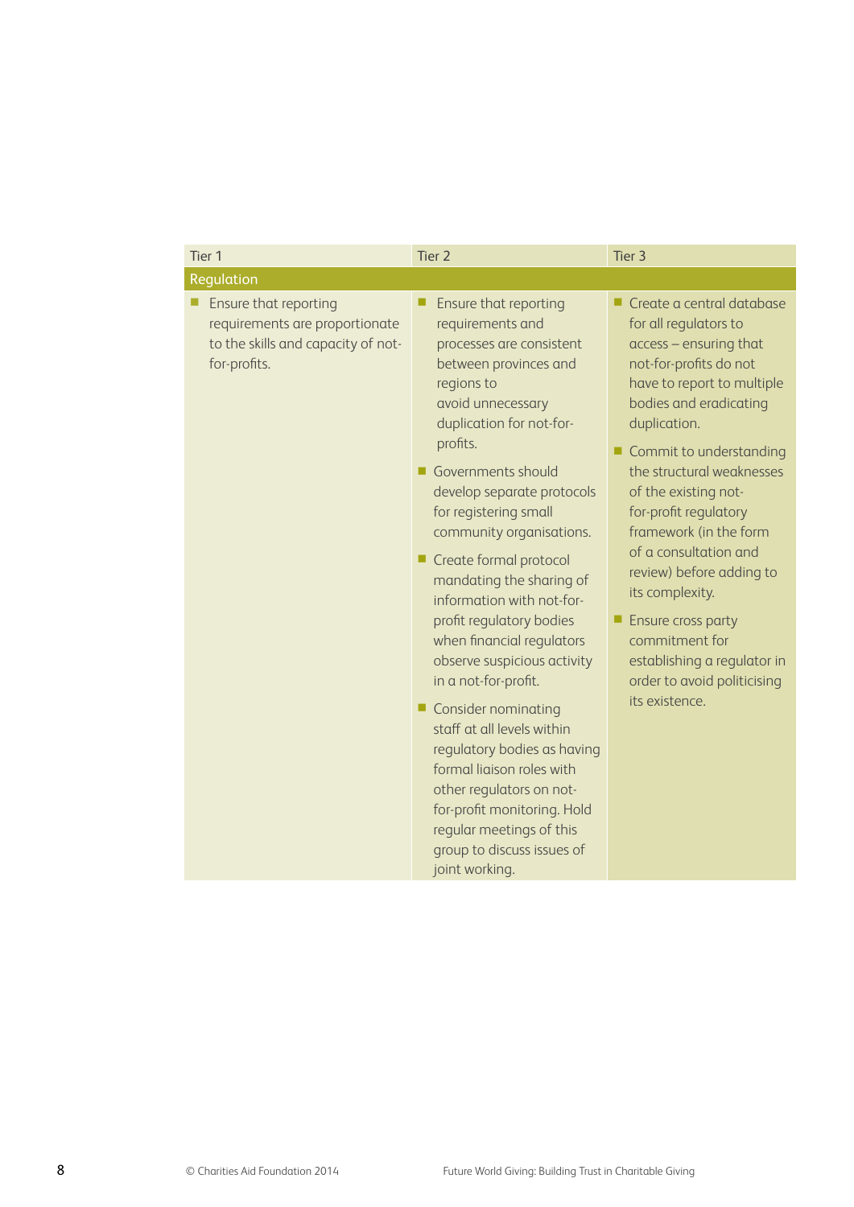| Tier 1 | Tier 2 | Tier 3 |
|---|---|---|
| **Regulation** | | |
| ■ Ensure that reporting requirements are proportionate to the skills and capacity of not-for-profits. | ■ Ensure that reporting requirements and processes are consistent between provinces and regions to avoid unnecessary duplication for not-for-profits.<br>■ Governments should develop separate protocols for registering small community organisations.<br>■ Create formal protocol mandating the sharing of information with not-for-profit regulatory bodies when financial regulators observe suspicious activity in a not-for-profit.<br>■ Consider nominating staff at all levels within regulatory bodies as having formal liaison roles with other regulators on not-for-profit monitoring. Hold regular meetings of this group to discuss issues of joint working. | ■ Create a central database for all regulators to access – ensuring that not-for-profits do not have to report to multiple bodies and eradicating duplication.<br>■ Commit to understanding the structural weaknesses of the existing not-for-profit regulatory framework (in the form of a consultation and review) before adding to its complexity.<br>■ Ensure cross party commitment for establishing a regulator in order to avoid politicising its existence. |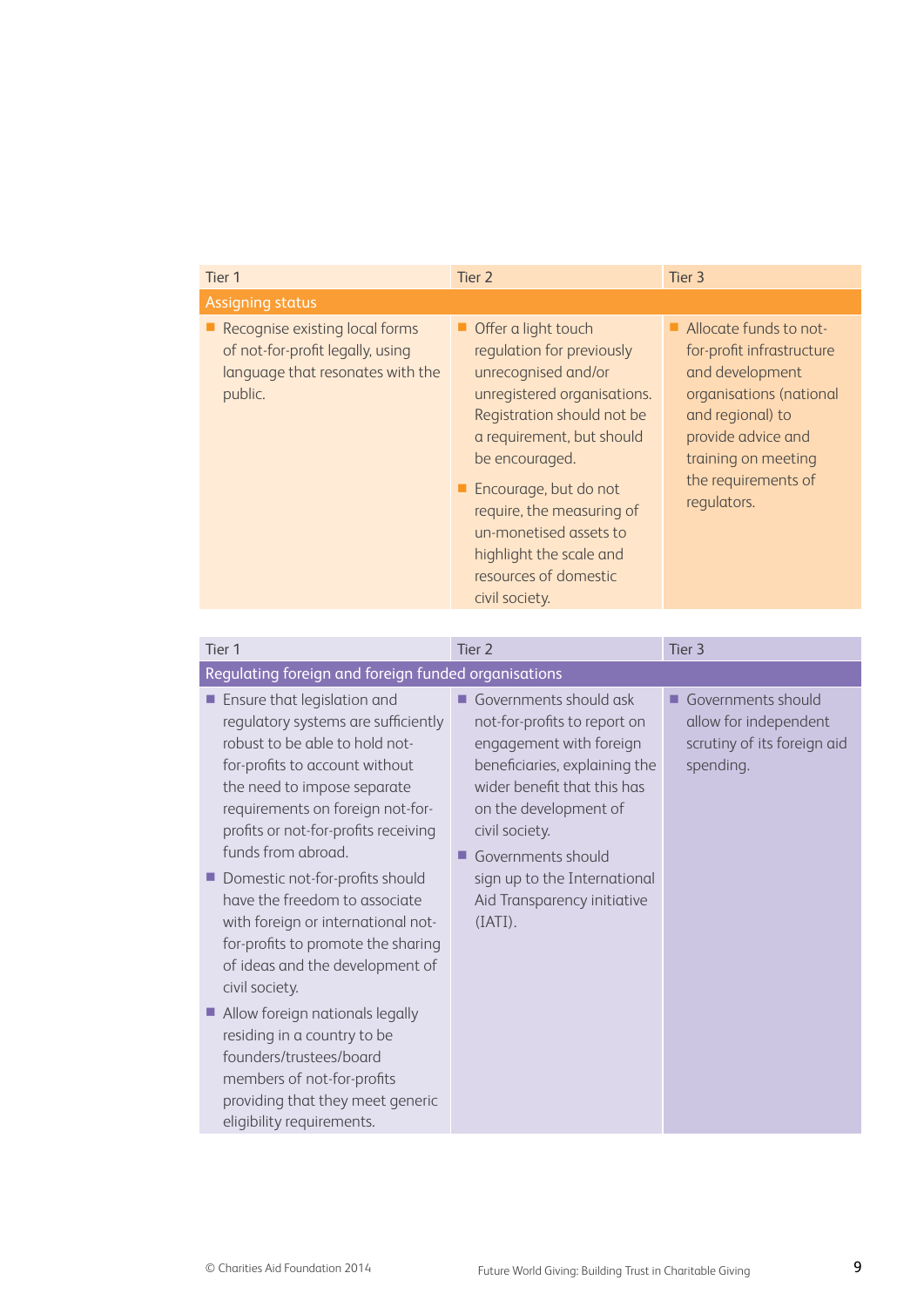| Tier 1 | Tier 2 | Tier 3 |
|---|---|---|
| **Assigning status** | | |
| ■ Recognise existing local forms of not-for-profit legally, using language that resonates with the public. | ■ Offer a light touch regulation for previously unrecognised and/or unregistered organisations. Registration should not be a requirement, but should be encouraged.<br>■ Encourage, but do not require, the measuring of un-monetised assets to highlight the scale and resources of domestic civil society. | ■ Allocate funds to not-for-profit infrastructure and development organisations (national and regional) to provide advice and training on meeting the requirements of regulators. |

| Tier 1 | Tier 2 | Tier 3 |
|---|---|---|
| **Regulating foreign and foreign funded organisations** | | |
| ■ Ensure that legislation and regulatory systems are sufficiently robust to be able to hold not-for-profits to account without the need to impose separate requirements on foreign not-for-profits or not-for-profits receiving funds from abroad.<br>■ Domestic not-for-profits should have the freedom to associate with foreign or international not-for-profits to promote the sharing of ideas and the development of civil society.<br>■ Allow foreign nationals legally residing in a country to be founders/trustees/board members of not-for-profits providing that they meet generic eligibility requirements. | ■ Governments should ask not-for-profits to report on engagement with foreign beneficiaries, explaining the wider benefit that this has on the development of civil society.<br>■ Governments should sign up to the International Aid Transparency initiative (IATI). | ■ Governments should allow for independent scrutiny of its foreign aid spending. |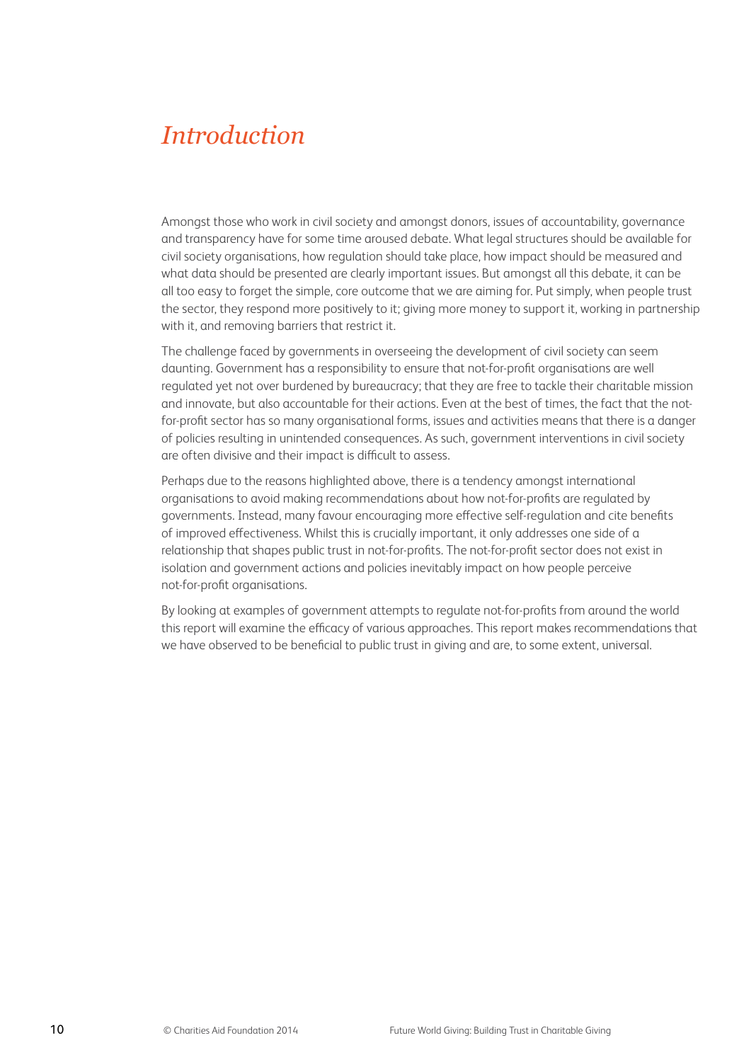# *Introduction*

Amongst those who work in civil society and amongst donors, issues of accountability, governance and transparency have for some time aroused debate. What legal structures should be available for civil society organisations, how regulation should take place, how impact should be measured and what data should be presented are clearly important issues. But amongst all this debate, it can be all too easy to forget the simple, core outcome that we are aiming for. Put simply, when people trust the sector, they respond more positively to it; giving more money to support it, working in partnership with it, and removing barriers that restrict it.

The challenge faced by governments in overseeing the development of civil society can seem daunting. Government has a responsibility to ensure that not-for-profit organisations are well regulated yet not over burdened by bureaucracy; that they are free to tackle their charitable mission and innovate, but also accountable for their actions. Even at the best of times, the fact that the not-for-profit sector has so many organisational forms, issues and activities means that there is a danger of policies resulting in unintended consequences. As such, government interventions in civil society are often divisive and their impact is difficult to assess.

Perhaps due to the reasons highlighted above, there is a tendency amongst international organisations to avoid making recommendations about how not-for-profits are regulated by governments. Instead, many favour encouraging more effective self-regulation and cite benefits of improved effectiveness. Whilst this is crucially important, it only addresses one side of a relationship that shapes public trust in not-for-profits. The not-for-profit sector does not exist in isolation and government actions and policies inevitably impact on how people perceive not-for-profit organisations.

By looking at examples of government attempts to regulate not-for-profits from around the world this report will examine the efficacy of various approaches. This report makes recommendations that we have observed to be beneficial to public trust in giving and are, to some extent, universal.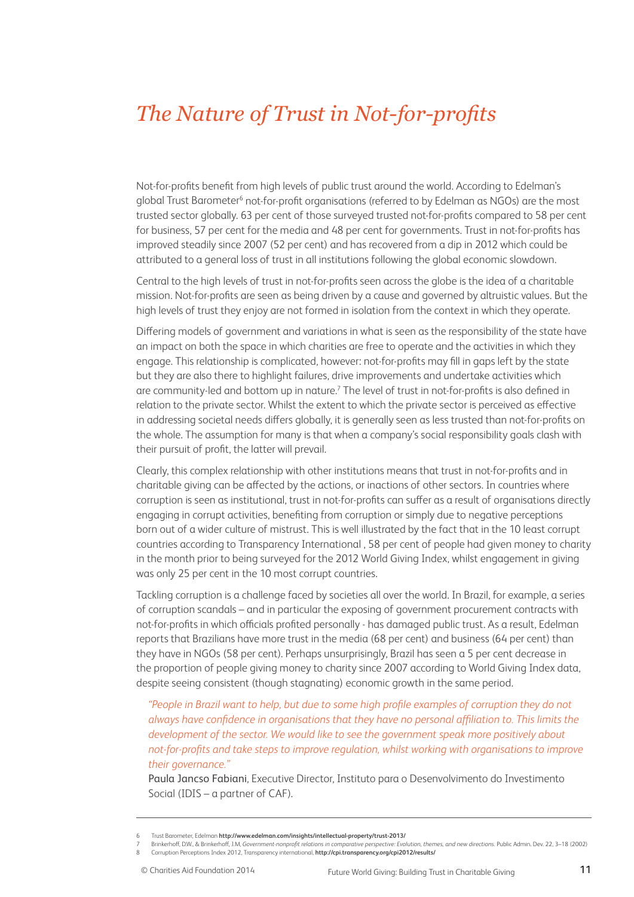# *The Nature of Trust in Not-for-profits*

Not-for-profits benefit from high levels of public trust around the world. According to Edelman's global Trust Barometer[6] not-for-profit organisations (referred to by Edelman as NGOs) are the most trusted sector globally. 63 per cent of those surveyed trusted not-for-profits compared to 58 per cent for business, 57 per cent for the media and 48 per cent for governments. Trust in not-for-profits has improved steadily since 2007 (52 per cent) and has recovered from a dip in 2012 which could be attributed to a general loss of trust in all institutions following the global economic slowdown.

Central to the high levels of trust in not-for-profits seen across the globe is the idea of a charitable mission. Not-for-profits are seen as being driven by a cause and governed by altruistic values. But the high levels of trust they enjoy are not formed in isolation from the context in which they operate.

Differing models of government and variations in what is seen as the responsibility of the state have an impact on both the space in which charities are free to operate and the activities in which they engage. This relationship is complicated, however: not-for-profits may fill in gaps left by the state but they are also there to highlight failures, drive improvements and undertake activities which are community-led and bottom up in nature.[7] The level of trust in not-for-profits is also defined in relation to the private sector. Whilst the extent to which the private sector is perceived as effective in addressing societal needs differs globally, it is generally seen as less trusted than not-for-profits on the whole. The assumption for many is that when a company's social responsibility goals clash with their pursuit of profit, the latter will prevail.

Clearly, this complex relationship with other institutions means that trust in not-for-profits and in charitable giving can be affected by the actions, or inactions of other sectors. In countries where corruption is seen as institutional, trust in not-for-profits can suffer as a result of organisations directly engaging in corrupt activities, benefiting from corruption or simply due to negative perceptions born out of a wider culture of mistrust. This is well illustrated by the fact that in the 10 least corrupt countries according to Transparency International , 58 per cent of people had given money to charity in the month prior to being surveyed for the 2012 World Giving Index, whilst engagement in giving was only 25 per cent in the 10 most corrupt countries.

Tackling corruption is a challenge faced by societies all over the world. In Brazil, for example, a series of corruption scandals – and in particular the exposing of government procurement contracts with not-for-profits in which officials profited personally - has damaged public trust. As a result, Edelman reports that Brazilians have more trust in the media (68 per cent) and business (64 per cent) than they have in NGOs (58 per cent). Perhaps unsurprisingly, Brazil has seen a 5 per cent decrease in the proportion of people giving money to charity since 2007 according to World Giving Index data, despite seeing consistent (though stagnating) economic growth in the same period.

> *"People in Brazil want to help, but due to some high profile examples of corruption they do not always have confidence in organisations that they have no personal affiliation to. This limits the development of the sector. We would like to see the government speak more positively about not-for-profits and take steps to improve regulation, whilst working with organisations to improve their governance."*
>
> **Paula Jancso Fabiani**, Executive Director, Instituto para o Desenvolvimento do Investimento Social (IDIS – a partner of CAF).

---

6 Trust Barometer, Edelman **http://www.edelman.com/insights/intellectual-property/trust-2013/**

7 Brinkerhoff, D.W., & Brinkerhoff, J.M, *Government-nonprofit relations in comparative perspective: Evolution, themes, and new directions.* Public Admin. Dev. 22, 3–18 (2002)

8 Corruption Perceptions Index 2012, Transparency international, **http://cpi.transparency.org/cpi2012/results/**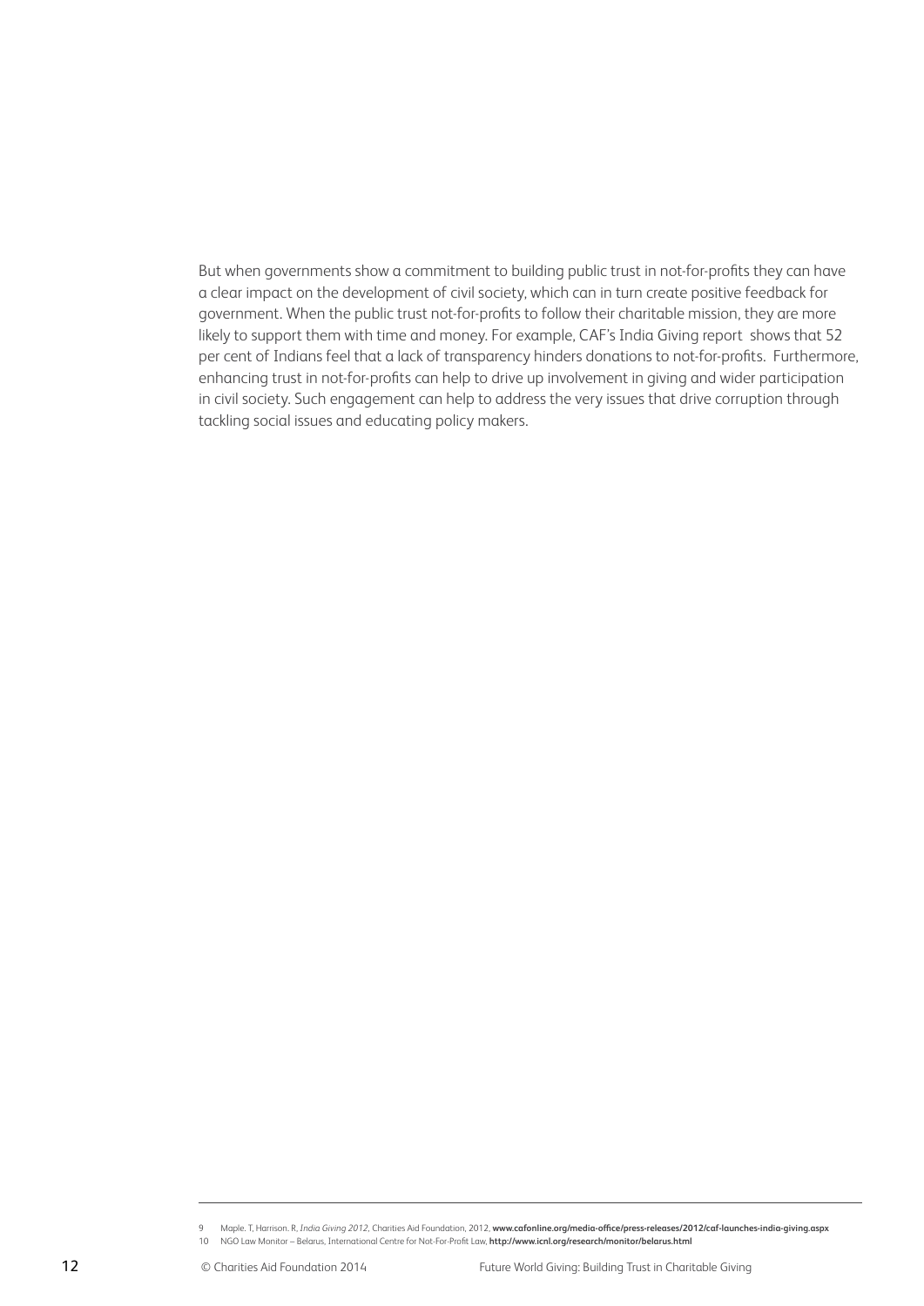But when governments show a commitment to building public trust in not-for-profits they can have a clear impact on the development of civil society, which can in turn create positive feedback for government. When the public trust not-for-profits to follow their charitable mission, they are more likely to support them with time and money. For example, CAF's India Giving report shows that 52 per cent of Indians feel that a lack of transparency hinders donations to not-for-profits. Furthermore, enhancing trust in not-for-profits can help to drive up involvement in giving and wider participation in civil society. Such engagement can help to address the very issues that drive corruption through tackling social issues and educating policy makers.

---

9 Maple. T, Harrison. R, *India Giving 2012*, Charities Aid Foundation, 2012, **www.cafonline.org/media-office/press-releases/2012/caf-launches-india-giving.aspx**

10 NGO Law Monitor – Belarus, International Centre for Not-For-Profit Law, **http://www.icnl.org/research/monitor/belarus.html**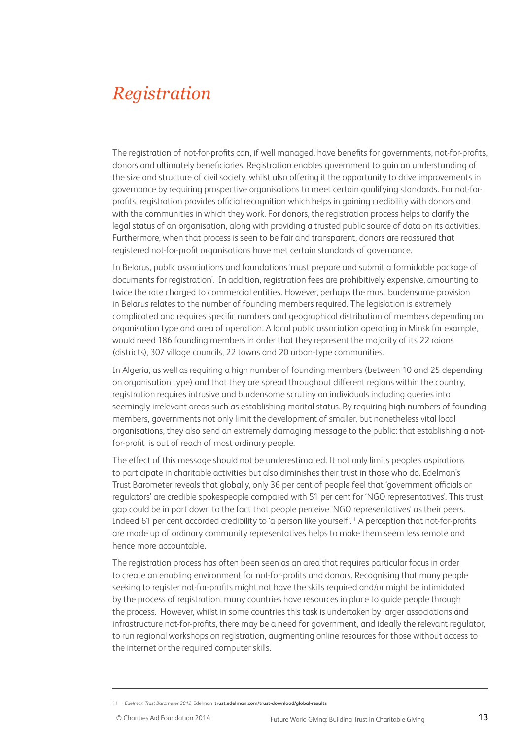# Registration

The registration of not-for-profits can, if well managed, have benefits for governments, not-for-profits, donors and ultimately beneficiaries. Registration enables government to gain an understanding of the size and structure of civil society, whilst also offering it the opportunity to drive improvements in governance by requiring prospective organisations to meet certain qualifying standards. For not-for-profits, registration provides official recognition which helps in gaining credibility with donors and with the communities in which they work. For donors, the registration process helps to clarify the legal status of an organisation, along with providing a trusted public source of data on its activities. Furthermore, when that process is seen to be fair and transparent, donors are reassured that registered not-for-profit organisations have met certain standards of governance.

In Belarus, public associations and foundations 'must prepare and submit a formidable package of documents for registration'. In addition, registration fees are prohibitively expensive, amounting to twice the rate charged to commercial entities. However, perhaps the most burdensome provision in Belarus relates to the number of founding members required. The legislation is extremely complicated and requires specific numbers and geographical distribution of members depending on organisation type and area of operation. A local public association operating in Minsk for example, would need 186 founding members in order that they represent the majority of its 22 raions (districts), 307 village councils, 22 towns and 20 urban-type communities.

In Algeria, as well as requiring a high number of founding members (between 10 and 25 depending on organisation type) and that they are spread throughout different regions within the country, registration requires intrusive and burdensome scrutiny on individuals including queries into seemingly irrelevant areas such as establishing marital status. By requiring high numbers of founding members, governments not only limit the development of smaller, but nonetheless vital local organisations, they also send an extremely damaging message to the public: that establishing a not-for-profit is out of reach of most ordinary people.

The effect of this message should not be underestimated. It not only limits people's aspirations to participate in charitable activities but also diminishes their trust in those who do. Edelman's Trust Barometer reveals that globally, only 36 per cent of people feel that 'government officials or regulators' are credible spokespeople compared with 51 per cent for 'NGO representatives'. This trust gap could be in part down to the fact that people perceive 'NGO representatives' as their peers. Indeed 61 per cent accorded credibility to 'a person like yourself'.[11] A perception that not-for-profits are made up of ordinary community representatives helps to make them seem less remote and hence more accountable.

The registration process has often been seen as an area that requires particular focus in order to create an enabling environment for not-for-profits and donors. Recognising that many people seeking to register not-for-profits might not have the skills required and/or might be intimidated by the process of registration, many countries have resources in place to guide people through the process. However, whilst in some countries this task is undertaken by larger associations and infrastructure not-for-profits, there may be a need for government, and ideally the relevant regulator, to run regional workshops on registration, augmenting online resources for those without access to the internet or the required computer skills.

---

11 *Edelman Trust Barometer 2012*, Edelman **trust.edelman.com/trust-download/global-results**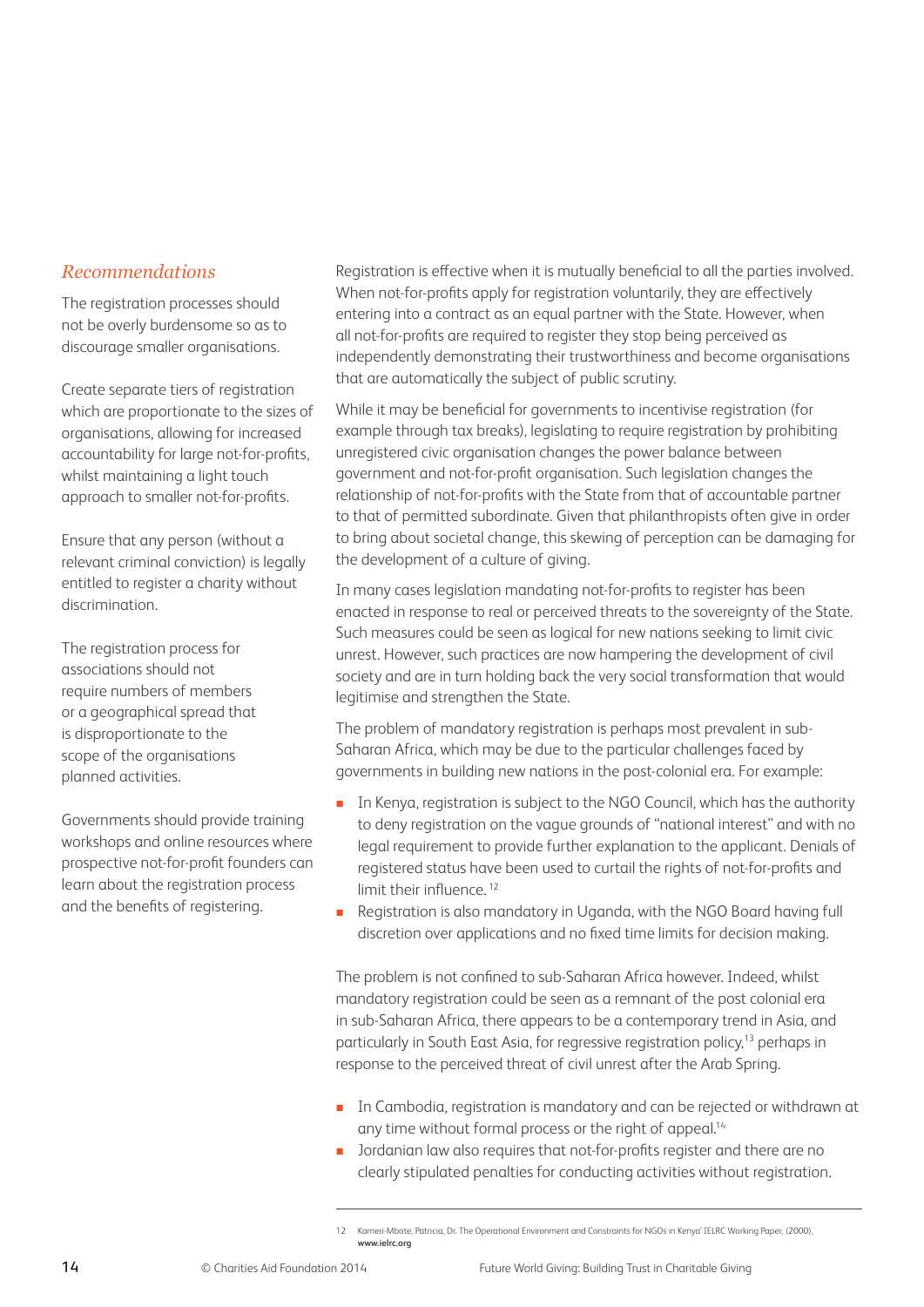### *Recommendations*

The registration processes should not be overly burdensome so as to discourage smaller organisations.

Create separate tiers of registration which are proportionate to the sizes of organisations, allowing for increased accountability for large not-for-profits, whilst maintaining a light touch approach to smaller not-for-profits.

Ensure that any person (without a relevant criminal conviction) is legally entitled to register a charity without discrimination.

The registration process for associations should not require numbers of members or a geographical spread that is disproportionate to the scope of the organisations planned activities.

Governments should provide training workshops and online resources where prospective not-for-profit founders can learn about the registration process and the benefits of registering.

Registration is effective when it is mutually beneficial to all the parties involved. When not-for-profits apply for registration voluntarily, they are effectively entering into a contract as an equal partner with the State. However, when all not-for-profits are required to register they stop being perceived as independently demonstrating their trustworthiness and become organisations that are automatically the subject of public scrutiny.

While it may be beneficial for governments to incentivise registration (for example through tax breaks), legislating to require registration by prohibiting unregistered civic organisation changes the power balance between government and not-for-profit organisation. Such legislation changes the relationship of not-for-profits with the State from that of accountable partner to that of permitted subordinate. Given that philanthropists often give in order to bring about societal change, this skewing of perception can be damaging for the development of a culture of giving.

In many cases legislation mandating not-for-profits to register has been enacted in response to real or perceived threats to the sovereignty of the State. Such measures could be seen as logical for new nations seeking to limit civic unrest. However, such practices are now hampering the development of civil society and are in turn holding back the very social transformation that would legitimise and strengthen the State.

The problem of mandatory registration is perhaps most prevalent in sub-Saharan Africa, which may be due to the particular challenges faced by governments in building new nations in the post-colonial era. For example:

- In Kenya, registration is subject to the NGO Council, which has the authority to deny registration on the vague grounds of "national interest" and with no legal requirement to provide further explanation to the applicant. Denials of registered status have been used to curtail the rights of not-for-profits and limit their influence. [12]
- Registration is also mandatory in Uganda, with the NGO Board having full discretion over applications and no fixed time limits for decision making.

The problem is not confined to sub-Saharan Africa however. Indeed, whilst mandatory registration could be seen as a remnant of the post colonial era in sub-Saharan Africa, there appears to be a contemporary trend in Asia, and particularly in South East Asia, for regressive registration policy,[13] perhaps in response to the perceived threat of civil unrest after the Arab Spring.

- In Cambodia, registration is mandatory and can be rejected or withdrawn at any time without formal process or the right of appeal.[14]
- Jordanian law also requires that not-for-profits register and there are no clearly stipulated penalties for conducting activities without registration.

---

12 Kameri-Mbote, Patricia, Dr. The Operational Environment and Constraints for NGOs in Kenya' IELRC Working Paper, (2000), **www.ielrc.org**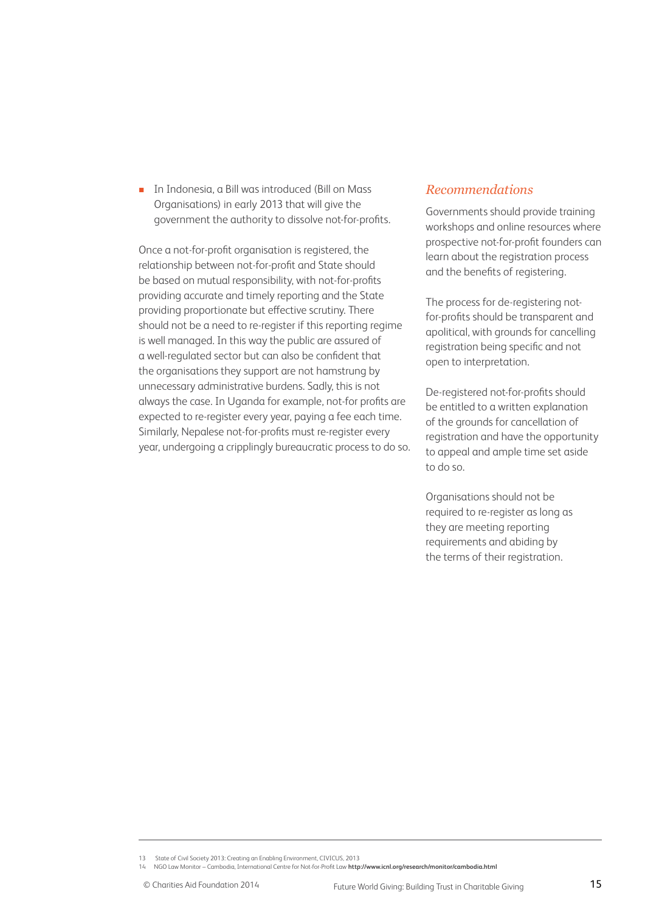- In Indonesia, a Bill was introduced (Bill on Mass Organisations) in early 2013 that will give the government the authority to dissolve not-for-profits.

Once a not-for-profit organisation is registered, the relationship between not-for-profit and State should be based on mutual responsibility, with not-for-profits providing accurate and timely reporting and the State providing proportionate but effective scrutiny. There should not be a need to re-register if this reporting regime is well managed. In this way the public are assured of a well-regulated sector but can also be confident that the organisations they support are not hamstrung by unnecessary administrative burdens. Sadly, this is not always the case. In Uganda for example, not-for profits are expected to re-register every year, paying a fee each time. Similarly, Nepalese not-for-profits must re-register every year, undergoing a cripplingly bureaucratic process to do so.

### *Recommendations*

Governments should provide training workshops and online resources where prospective not-for-profit founders can learn about the registration process and the benefits of registering.

The process for de-registering not-for-profits should be transparent and apolitical, with grounds for cancelling registration being specific and not open to interpretation.

De-registered not-for-profits should be entitled to a written explanation of the grounds for cancellation of registration and have the opportunity to appeal and ample time set aside to do so.

Organisations should not be required to re-register as long as they are meeting reporting requirements and abiding by the terms of their registration.

---

13 State of Civil Society 2013: Creating an Enabling Environment, CIVICUS, 2013

14 NGO Law Monitor – Cambodia, International Centre for Not-for-Profit Law **http://www.icnl.org/research/monitor/cambodia.html**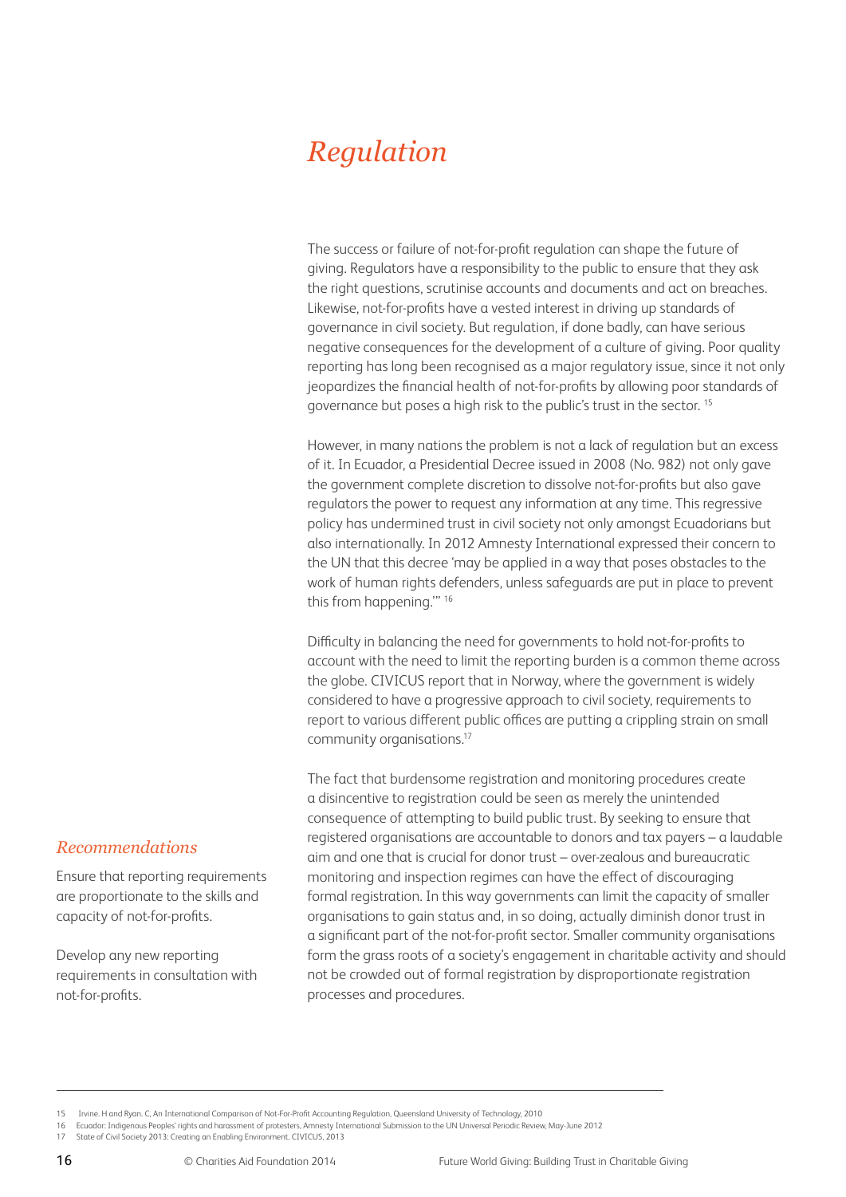# *Regulation*

The success or failure of not-for-profit regulation can shape the future of giving. Regulators have a responsibility to the public to ensure that they ask the right questions, scrutinise accounts and documents and act on breaches. Likewise, not-for-profits have a vested interest in driving up standards of governance in civil society. But regulation, if done badly, can have serious negative consequences for the development of a culture of giving. Poor quality reporting has long been recognised as a major regulatory issue, since it not only jeopardizes the financial health of not-for-profits by allowing poor standards of governance but poses a high risk to the public's trust in the sector. [15]

However, in many nations the problem is not a lack of regulation but an excess of it. In Ecuador, a Presidential Decree issued in 2008 (No. 982) not only gave the government complete discretion to dissolve not-for-profits but also gave regulators the power to request any information at any time. This regressive policy has undermined trust in civil society not only amongst Ecuadorians but also internationally. In 2012 Amnesty International expressed their concern to the UN that this decree 'may be applied in a way that poses obstacles to the work of human rights defenders, unless safeguards are put in place to prevent this from happening.'" [16]

Difficulty in balancing the need for governments to hold not-for-profits to account with the need to limit the reporting burden is a common theme across the globe. CIVICUS report that in Norway, where the government is widely considered to have a progressive approach to civil society, requirements to report to various different public offices are putting a crippling strain on small community organisations.[17]

The fact that burdensome registration and monitoring procedures create a disincentive to registration could be seen as merely the unintended consequence of attempting to build public trust. By seeking to ensure that registered organisations are accountable to donors and tax payers – a laudable aim and one that is crucial for donor trust – over-zealous and bureaucratic monitoring and inspection regimes can have the effect of discouraging formal registration. In this way governments can limit the capacity of smaller organisations to gain status and, in so doing, actually diminish donor trust in a significant part of the not-for-profit sector. Smaller community organisations form the grass roots of a society's engagement in charitable activity and should not be crowded out of formal registration by disproportionate registration processes and procedures.

## *Recommendations*

Ensure that reporting requirements are proportionate to the skills and capacity of not-for-profits.

Develop any new reporting requirements in consultation with not-for-profits.

---

15 Irvine. H and Ryan. C, An International Comparison of Not-For-Profit Accounting Regulation, Queensland University of Technology, 2010

16 Ecuador: Indigenous Peoples' rights and harassment of protesters, Amnesty International Submission to the UN Universal Periodic Review, May-June 2012

17 State of Civil Society 2013: Creating an Enabling Environment, CIVICUS, 2013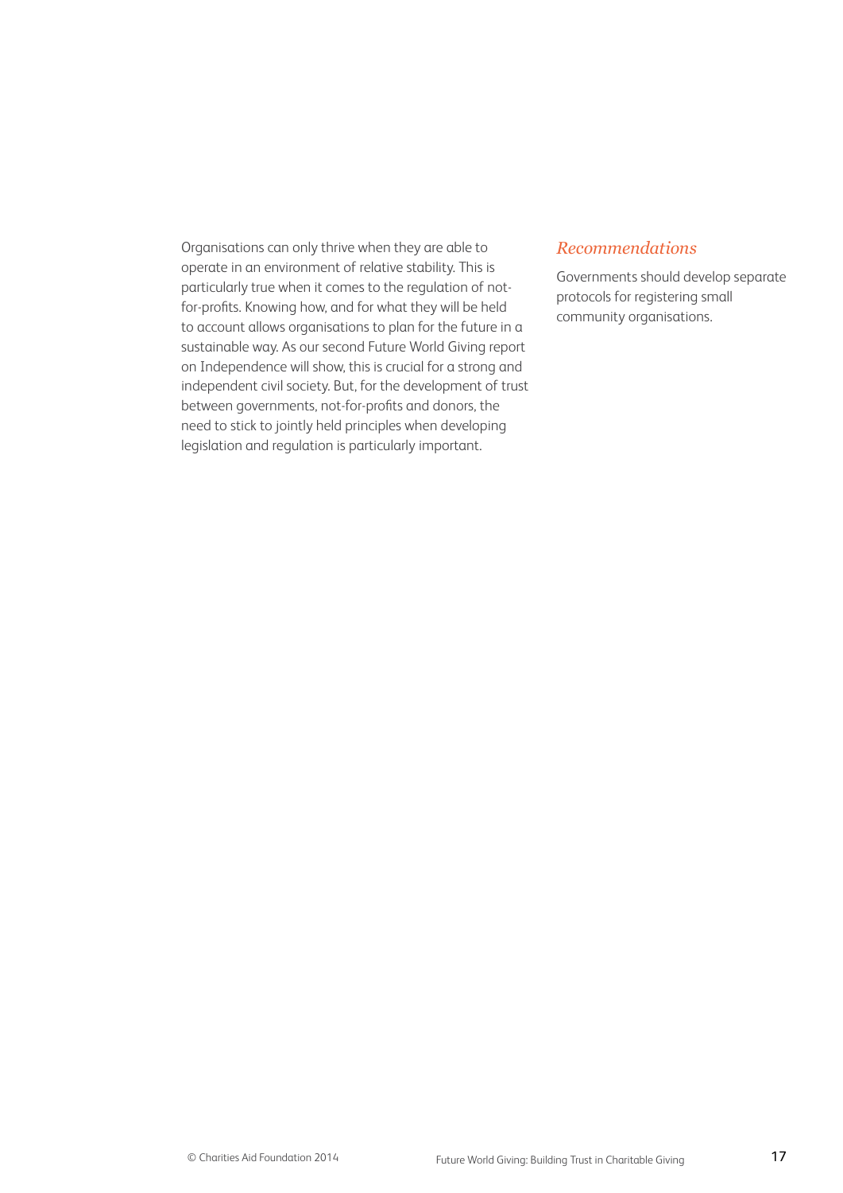Organisations can only thrive when they are able to operate in an environment of relative stability. This is particularly true when it comes to the regulation of not-for-profits. Knowing how, and for what they will be held to account allows organisations to plan for the future in a sustainable way. As our second Future World Giving report on Independence will show, this is crucial for a strong and independent civil society. But, for the development of trust between governments, not-for-profits and donors, the need to stick to jointly held principles when developing legislation and regulation is particularly important.

### *Recommendations*

Governments should develop separate protocols for registering small community organisations.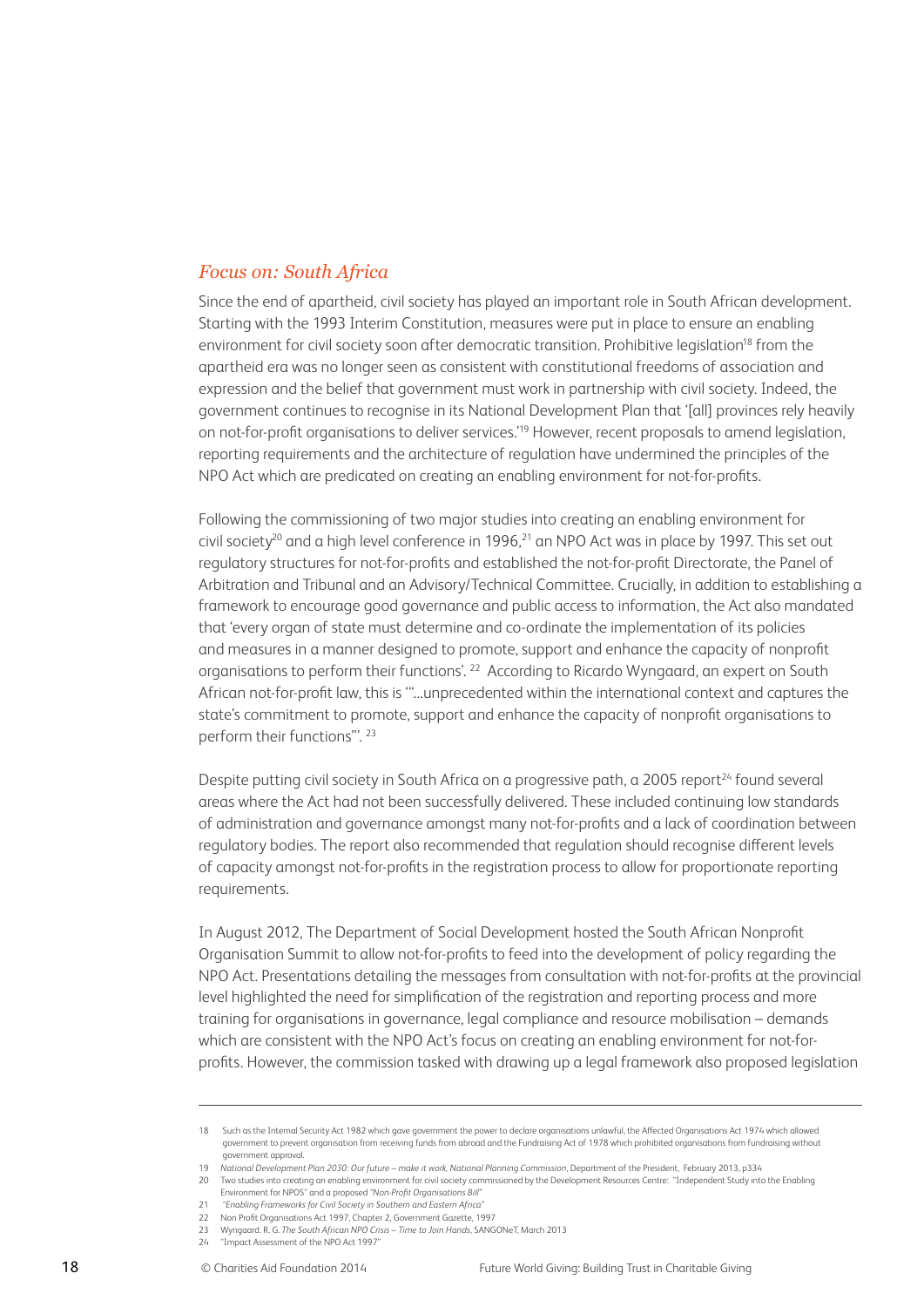## *Focus on: South Africa*

Since the end of apartheid, civil society has played an important role in South African development. Starting with the 1993 Interim Constitution, measures were put in place to ensure an enabling environment for civil society soon after democratic transition. Prohibitive legislation[18] from the apartheid era was no longer seen as consistent with constitutional freedoms of association and expression and the belief that government must work in partnership with civil society. Indeed, the government continues to recognise in its National Development Plan that '[all] provinces rely heavily on not-for-profit organisations to deliver services.'[19] However, recent proposals to amend legislation, reporting requirements and the architecture of regulation have undermined the principles of the NPO Act which are predicated on creating an enabling environment for not-for-profits.

Following the commissioning of two major studies into creating an enabling environment for civil society[20] and a high level conference in 1996,[21] an NPO Act was in place by 1997. This set out regulatory structures for not-for-profits and established the not-for-profit Directorate, the Panel of Arbitration and Tribunal and an Advisory/Technical Committee. Crucially, in addition to establishing a framework to encourage good governance and public access to information, the Act also mandated that 'every organ of state must determine and co-ordinate the implementation of its policies and measures in a manner designed to promote, support and enhance the capacity of nonprofit organisations to perform their functions'. [22] According to Ricardo Wyngaard, an expert on South African not-for-profit law, this is '"...unprecedented within the international context and captures the state's commitment to promote, support and enhance the capacity of nonprofit organisations to perform their functions"'. [23]

Despite putting civil society in South Africa on a progressive path, a 2005 report[24] found several areas where the Act had not been successfully delivered. These included continuing low standards of administration and governance amongst many not-for-profits and a lack of coordination between regulatory bodies. The report also recommended that regulation should recognise different levels of capacity amongst not-for-profits in the registration process to allow for proportionate reporting requirements.

In August 2012, The Department of Social Development hosted the South African Nonprofit Organisation Summit to allow not-for-profits to feed into the development of policy regarding the NPO Act. Presentations detailing the messages from consultation with not-for-profits at the provincial level highlighted the need for simplification of the registration and reporting process and more training for organisations in governance, legal compliance and resource mobilisation – demands which are consistent with the NPO Act's focus on creating an enabling environment for not-for-profits. However, the commission tasked with drawing up a legal framework also proposed legislation

---

18 Such as the Internal Security Act 1982 which gave government the power to declare organisations unlawful, the Affected Organisations Act 1974 which allowed government to prevent organisation from receiving funds from abroad and the Fundraising Act of 1978 which prohibited organisations from fundraising without government approval.

19 *National Development Plan 2030: Our future – make it work, National Planning Commission*, Department of the President, February 2013, p334

20 Two studies into creating an enabling environment for civil society commissioned by the Development Resources Centre: "Independent Study into the Enabling Environment for NPOS" and a proposed *"Non-Profit Organisations Bill"*

21 *"Enabling Frameworks for Civil Society in Southern and Eastern Africa"*

22 Non Profit Organisations Act 1997, Chapter 2, Government Gazette, 1997

23 Wyngaard. R. G. *The South African NPO Crisis – Time to Join Hands*, SANGONeT, March 2013

24 "Impact Assessment of the NPO Act 1997"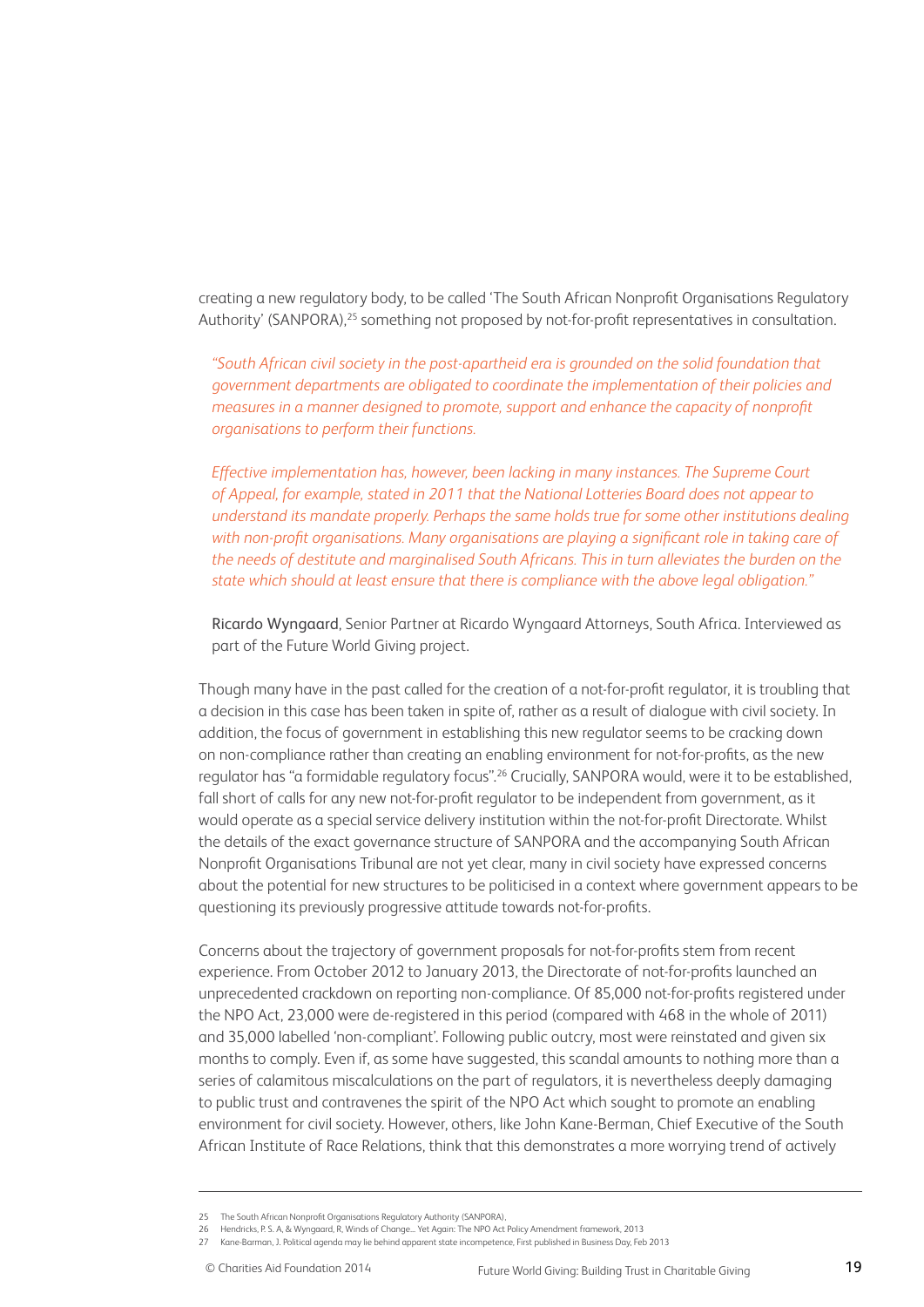creating a new regulatory body, to be called 'The South African Nonprofit Organisations Regulatory Authority' (SANPORA),[25] something not proposed by not-for-profit representatives in consultation.

> *"South African civil society in the post-apartheid era is grounded on the solid foundation that government departments are obligated to coordinate the implementation of their policies and measures in a manner designed to promote, support and enhance the capacity of nonprofit organisations to perform their functions.*
>
> *Effective implementation has, however, been lacking in many instances. The Supreme Court of Appeal, for example, stated in 2011 that the National Lotteries Board does not appear to understand its mandate properly. Perhaps the same holds true for some other institutions dealing with non-profit organisations. Many organisations are playing a significant role in taking care of the needs of destitute and marginalised South Africans. This in turn alleviates the burden on the state which should at least ensure that there is compliance with the above legal obligation."*
>
> Ricardo Wyngaard, Senior Partner at Ricardo Wyngaard Attorneys, South Africa. Interviewed as part of the Future World Giving project.

Though many have in the past called for the creation of a not-for-profit regulator, it is troubling that a decision in this case has been taken in spite of, rather as a result of dialogue with civil society. In addition, the focus of government in establishing this new regulator seems to be cracking down on non-compliance rather than creating an enabling environment for not-for-profits, as the new regulator has "a formidable regulatory focus".[26] Crucially, SANPORA would, were it to be established, fall short of calls for any new not-for-profit regulator to be independent from government, as it would operate as a special service delivery institution within the not-for-profit Directorate. Whilst the details of the exact governance structure of SANPORA and the accompanying South African Nonprofit Organisations Tribunal are not yet clear, many in civil society have expressed concerns about the potential for new structures to be politicised in a context where government appears to be questioning its previously progressive attitude towards not-for-profits.

Concerns about the trajectory of government proposals for not-for-profits stem from recent experience. From October 2012 to January 2013, the Directorate of not-for-profits launched an unprecedented crackdown on reporting non-compliance. Of 85,000 not-for-profits registered under the NPO Act, 23,000 were de-registered in this period (compared with 468 in the whole of 2011) and 35,000 labelled 'non-compliant'. Following public outcry, most were reinstated and given six months to comply. Even if, as some have suggested, this scandal amounts to nothing more than a series of calamitous miscalculations on the part of regulators, it is nevertheless deeply damaging to public trust and contravenes the spirit of the NPO Act which sought to promote an enabling environment for civil society. However, others, like John Kane-Berman, Chief Executive of the South African Institute of Race Relations, think that this demonstrates a more worrying trend of actively

---

25 The South African Nonprofit Organisations Regulatory Authority (SANPORA),

26 Hendricks, P. S. A, & Wyngaard, R, Winds of Change... Yet Again: The NPO Act Policy Amendment framework, 2013

27 Kane-Berman, J. Political agenda may lie behind apparent state incompetence, First published in Business Day, Feb 2013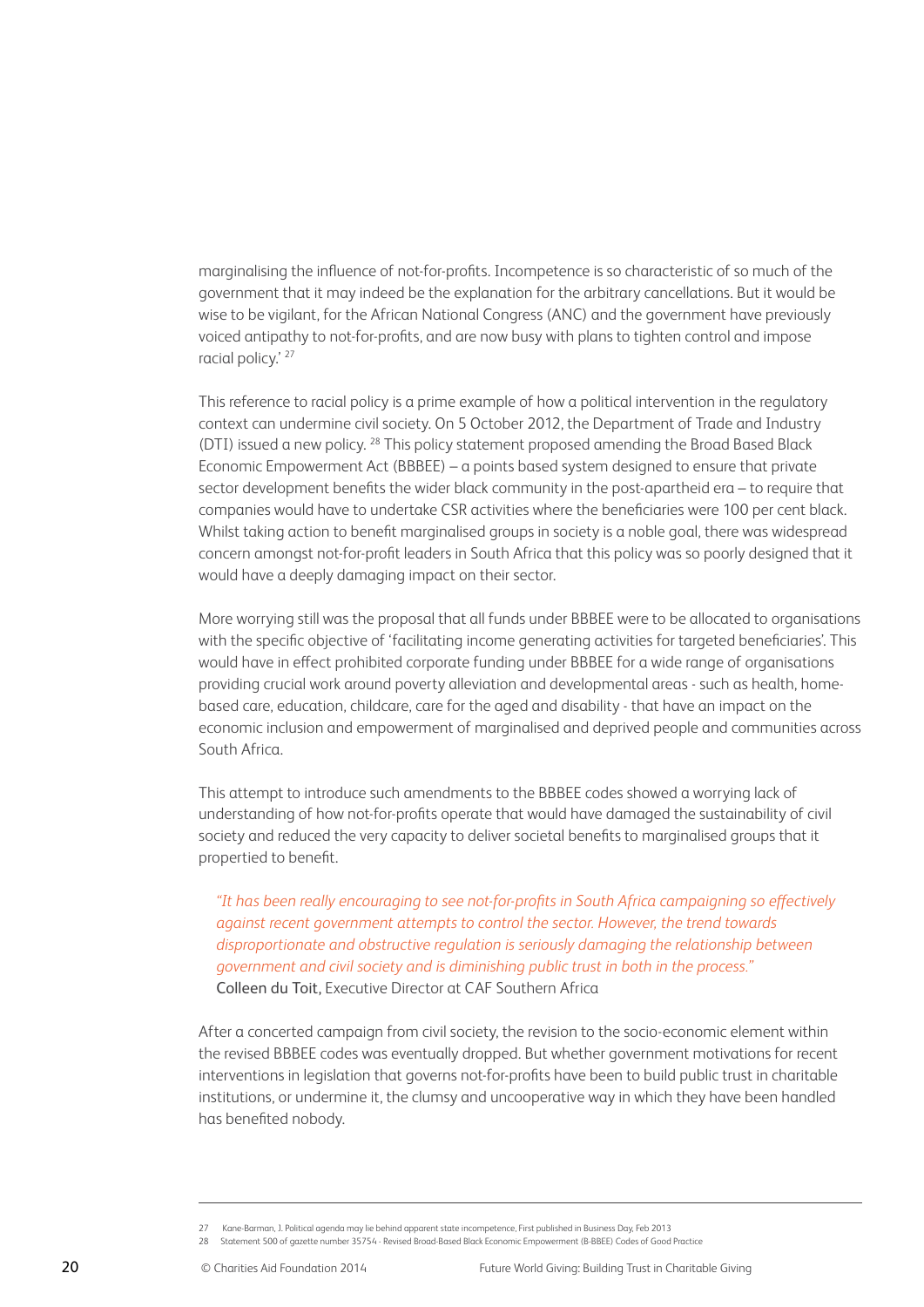marginalising the influence of not-for-profits. Incompetence is so characteristic of so much of the government that it may indeed be the explanation for the arbitrary cancellations. But it would be wise to be vigilant, for the African National Congress (ANC) and the government have previously voiced antipathy to not-for-profits, and are now busy with plans to tighten control and impose racial policy.' [27]

This reference to racial policy is a prime example of how a political intervention in the regulatory context can undermine civil society. On 5 October 2012, the Department of Trade and Industry (DTI) issued a new policy. [28] This policy statement proposed amending the Broad Based Black Economic Empowerment Act (BBBEE) – a points based system designed to ensure that private sector development benefits the wider black community in the post-apartheid era – to require that companies would have to undertake CSR activities where the beneficiaries were 100 per cent black. Whilst taking action to benefit marginalised groups in society is a noble goal, there was widespread concern amongst not-for-profit leaders in South Africa that this policy was so poorly designed that it would have a deeply damaging impact on their sector.

More worrying still was the proposal that all funds under BBBEE were to be allocated to organisations with the specific objective of 'facilitating income generating activities for targeted beneficiaries'. This would have in effect prohibited corporate funding under BBBEE for a wide range of organisations providing crucial work around poverty alleviation and developmental areas - such as health, home-based care, education, childcare, care for the aged and disability - that have an impact on the economic inclusion and empowerment of marginalised and deprived people and communities across South Africa.

This attempt to introduce such amendments to the BBBEE codes showed a worrying lack of understanding of how not-for-profits operate that would have damaged the sustainability of civil society and reduced the very capacity to deliver societal benefits to marginalised groups that it propertied to benefit.

> *"It has been really encouraging to see not-for-profits in South Africa campaigning so effectively against recent government attempts to control the sector. However, the trend towards disproportionate and obstructive regulation is seriously damaging the relationship between government and civil society and is diminishing public trust in both in the process."*
> **Colleen du Toit,** Executive Director at CAF Southern Africa

After a concerted campaign from civil society, the revision to the socio-economic element within the revised BBBEE codes was eventually dropped. But whether government motivations for recent interventions in legislation that governs not-for-profits have been to build public trust in charitable institutions, or undermine it, the clumsy and uncooperative way in which they have been handled has benefited nobody.

---

27 Kane-Barman, J. Political agenda may lie behind apparent state incompetence, First published in Business Day, Feb 2013

28 Statement 500 of gazette number 35754 - Revised Broad-Based Black Economic Empowerment (B-BBEE) Codes of Good Practice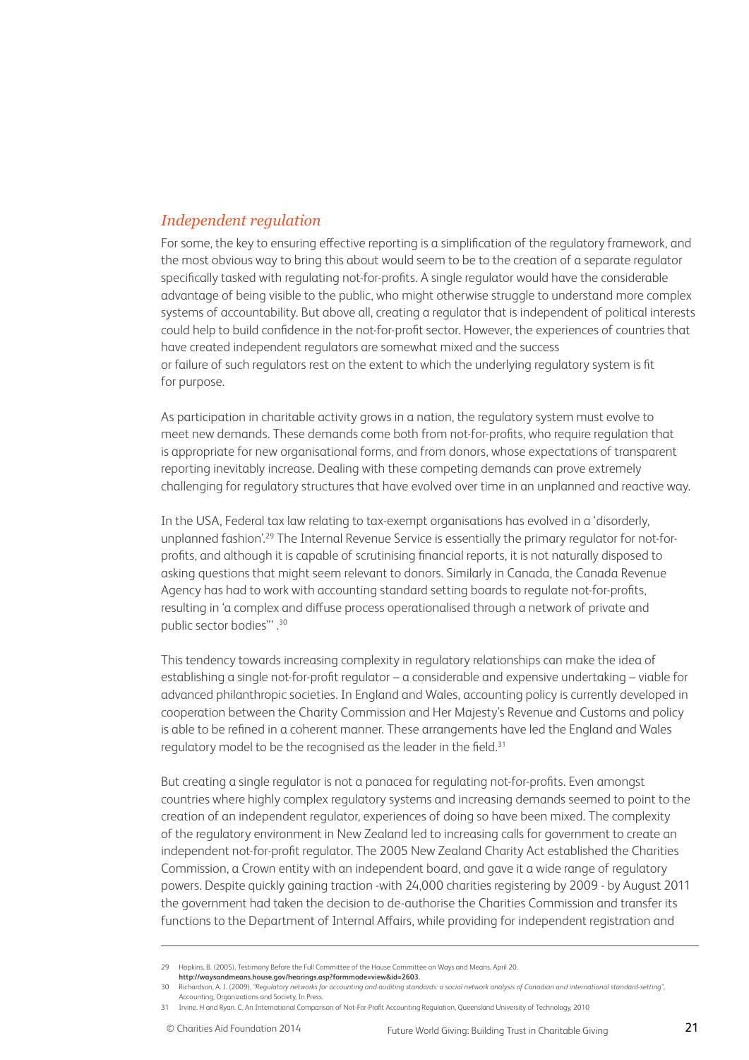## *Independent regulation*

For some, the key to ensuring effective reporting is a simplification of the regulatory framework, and the most obvious way to bring this about would seem to be to the creation of a separate regulator specifically tasked with regulating not-for-profits. A single regulator would have the considerable advantage of being visible to the public, who might otherwise struggle to understand more complex systems of accountability. But above all, creating a regulator that is independent of political interests could help to build confidence in the not-for-profit sector. However, the experiences of countries that have created independent regulators are somewhat mixed and the success or failure of such regulators rest on the extent to which the underlying regulatory system is fit for purpose.

As participation in charitable activity grows in a nation, the regulatory system must evolve to meet new demands. These demands come both from not-for-profits, who require regulation that is appropriate for new organisational forms, and from donors, whose expectations of transparent reporting inevitably increase. Dealing with these competing demands can prove extremely challenging for regulatory structures that have evolved over time in an unplanned and reactive way.

In the USA, Federal tax law relating to tax-exempt organisations has evolved in a 'disorderly, unplanned fashion'.[29] The Internal Revenue Service is essentially the primary regulator for not-for-profits, and although it is capable of scrutinising financial reports, it is not naturally disposed to asking questions that might seem relevant to donors. Similarly in Canada, the Canada Revenue Agency has had to work with accounting standard setting boards to regulate not-for-profits, resulting in 'a complex and diffuse process operationalised through a network of private and public sector bodies"' .[30]

This tendency towards increasing complexity in regulatory relationships can make the idea of establishing a single not-for-profit regulator – a considerable and expensive undertaking – viable for advanced philanthropic societies. In England and Wales, accounting policy is currently developed in cooperation between the Charity Commission and Her Majesty's Revenue and Customs and policy is able to be refined in a coherent manner. These arrangements have led the England and Wales regulatory model to be the recognised as the leader in the field.[31]

But creating a single regulator is not a panacea for regulating not-for-profits. Even amongst countries where highly complex regulatory systems and increasing demands seemed to point to the creation of an independent regulator, experiences of doing so have been mixed. The complexity of the regulatory environment in New Zealand led to increasing calls for government to create an independent not-for-profit regulator. The 2005 New Zealand Charity Act established the Charities Commission, a Crown entity with an independent board, and gave it a wide range of regulatory powers. Despite quickly gaining traction -with 24,000 charities registering by 2009 - by August 2011 the government had taken the decision to de-authorise the Charities Commission and transfer its functions to the Department of Internal Affairs, while providing for independent registration and

---

29 Hopkins, B. (2005), Testimony Before the Full Committee of the House Committee on Ways and Means, April 20. **http://waysandmeans.house.gov/hearings.asp?formmode=view&id=2603**.

30 Richardson, A. J. (2009), *"Regulatory networks for accounting and auditing standards: a social network analysis of Canadian and international standard-setting"*, Accounting, Organizations and Society, In Press.

31 Irvine. H and Ryan. C, An International Comparison of Not-For-Profit Accounting Regulation, Queensland University of Technology, 2010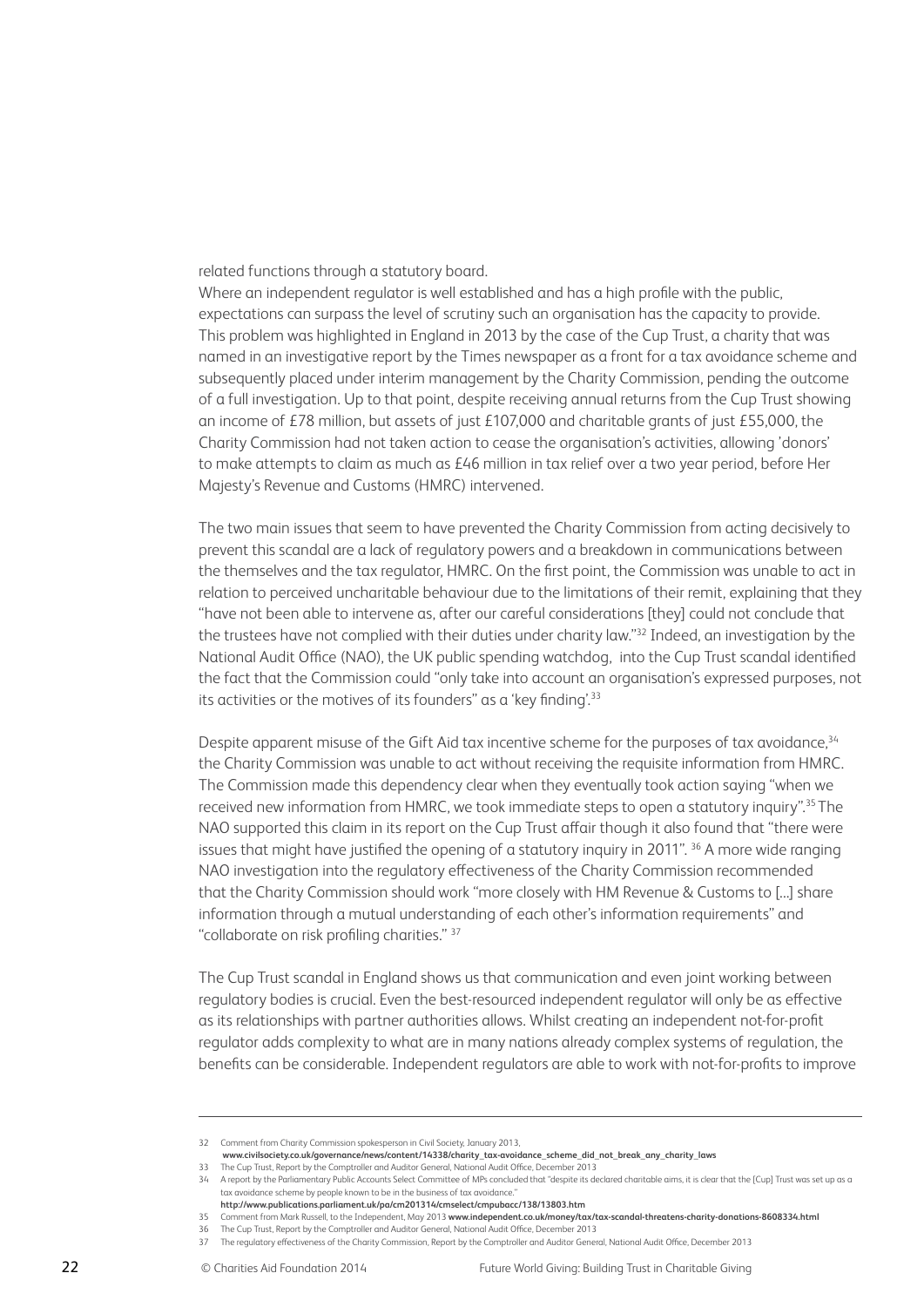related functions through a statutory board.

Where an independent regulator is well established and has a high profile with the public, expectations can surpass the level of scrutiny such an organisation has the capacity to provide. This problem was highlighted in England in 2013 by the case of the Cup Trust, a charity that was named in an investigative report by the Times newspaper as a front for a tax avoidance scheme and subsequently placed under interim management by the Charity Commission, pending the outcome of a full investigation. Up to that point, despite receiving annual returns from the Cup Trust showing an income of £78 million, but assets of just £107,000 and charitable grants of just £55,000, the Charity Commission had not taken action to cease the organisation's activities, allowing 'donors' to make attempts to claim as much as £46 million in tax relief over a two year period, before Her Majesty's Revenue and Customs (HMRC) intervened.

The two main issues that seem to have prevented the Charity Commission from acting decisively to prevent this scandal are a lack of regulatory powers and a breakdown in communications between the themselves and the tax regulator, HMRC. On the first point, the Commission was unable to act in relation to perceived uncharitable behaviour due to the limitations of their remit, explaining that they "have not been able to intervene as, after our careful considerations [they] could not conclude that the trustees have not complied with their duties under charity law."[32] Indeed, an investigation by the National Audit Office (NAO), the UK public spending watchdog, into the Cup Trust scandal identified the fact that the Commission could "only take into account an organisation's expressed purposes, not its activities or the motives of its founders" as a 'key finding'.[33]

Despite apparent misuse of the Gift Aid tax incentive scheme for the purposes of tax avoidance,[34] the Charity Commission was unable to act without receiving the requisite information from HMRC. The Commission made this dependency clear when they eventually took action saying "when we received new information from HMRC, we took immediate steps to open a statutory inquiry".[35] The NAO supported this claim in its report on the Cup Trust affair though it also found that "there were issues that might have justified the opening of a statutory inquiry in 2011". [36] A more wide ranging NAO investigation into the regulatory effectiveness of the Charity Commission recommended that the Charity Commission should work "more closely with HM Revenue & Customs to [...] share information through a mutual understanding of each other's information requirements" and "collaborate on risk profiling charities." [37]

The Cup Trust scandal in England shows us that communication and even joint working between regulatory bodies is crucial. Even the best-resourced independent regulator will only be as effective as its relationships with partner authorities allows. Whilst creating an independent not-for-profit regulator adds complexity to what are in many nations already complex systems of regulation, the benefits can be considerable. Independent regulators are able to work with not-for-profits to improve

---

32 Comment from Charity Commission spokesperson in Civil Society, January 2013, **www.civilsociety.co.uk/governance/news/content/14338/charity_tax-avoidance_scheme_did_not_break_any_charity_laws**

33 The Cup Trust, Report by the Comptroller and Auditor General, National Audit Office, December 2013

34 A report by the Parliamentary Public Accounts Select Committee of MPs concluded that "despite its declared charitable aims, it is clear that the [Cup] Trust was set up as a tax avoidance scheme by people known to be in the business of tax avoidance." **http://www.publications.parliament.uk/pa/cm201314/cmselect/cmpubacc/138/13803.htm**

35 Comment from Mark Russell, to the Independent, May 2013 **www.independent.co.uk/money/tax/tax-scandal-threatens-charity-donations-8608334.html**

36 The Cup Trust, Report by the Comptroller and Auditor General, National Audit Office, December 2013

37 The regulatory effectiveness of the Charity Commission, Report by the Comptroller and Auditor General, National Audit Office, December 2013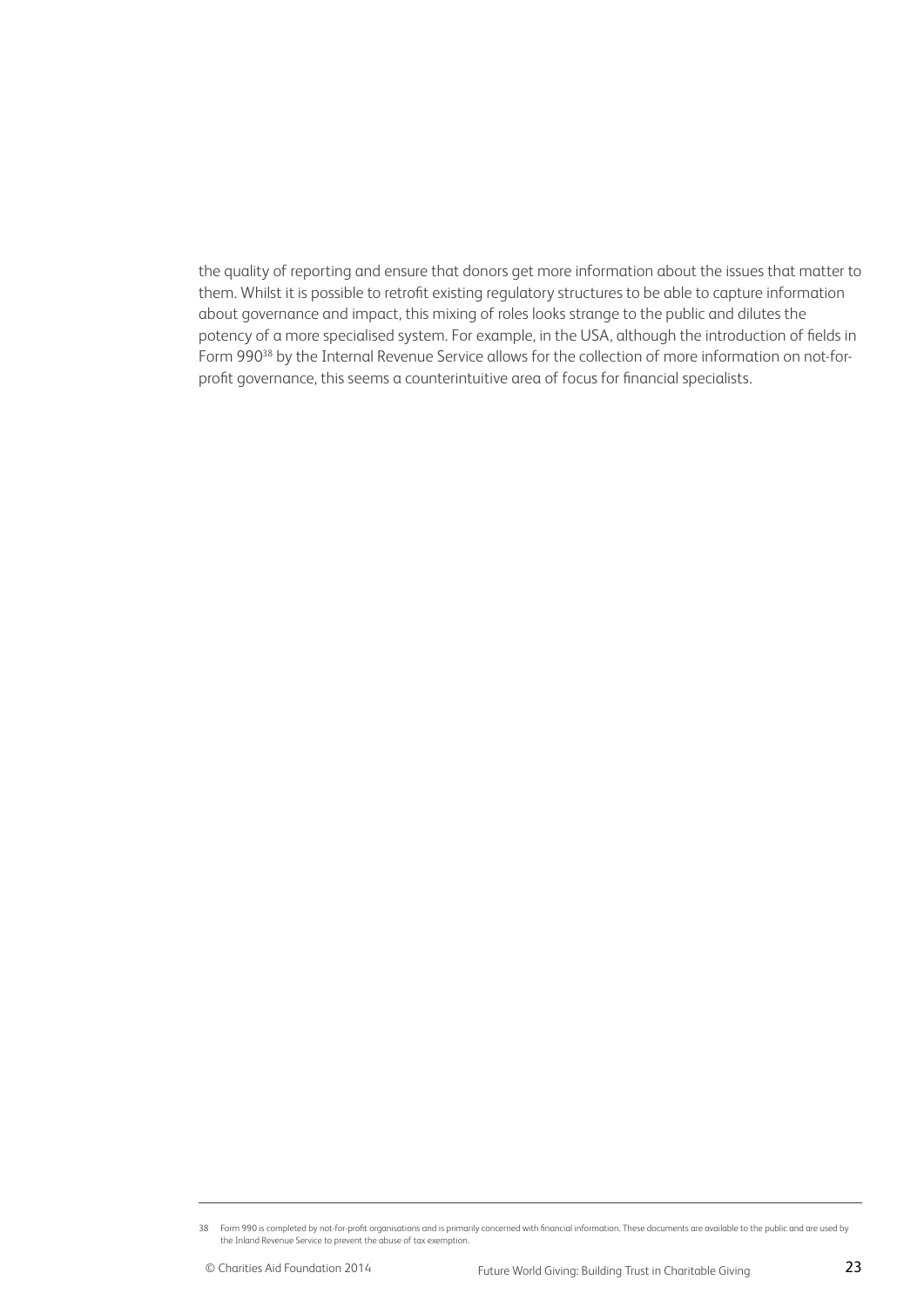the quality of reporting and ensure that donors get more information about the issues that matter to them. Whilst it is possible to retrofit existing regulatory structures to be able to capture information about governance and impact, this mixing of roles looks strange to the public and dilutes the potency of a more specialised system. For example, in the USA, although the introduction of fields in Form 990[38] by the Internal Revenue Service allows for the collection of more information on not-for-profit governance, this seems a counterintuitive area of focus for financial specialists.

---

38 Form 990 is completed by not-for-profit organisations and is primarily concerned with financial information. These documents are available to the public and are used by the Inland Revenue Service to prevent the abuse of tax exemption.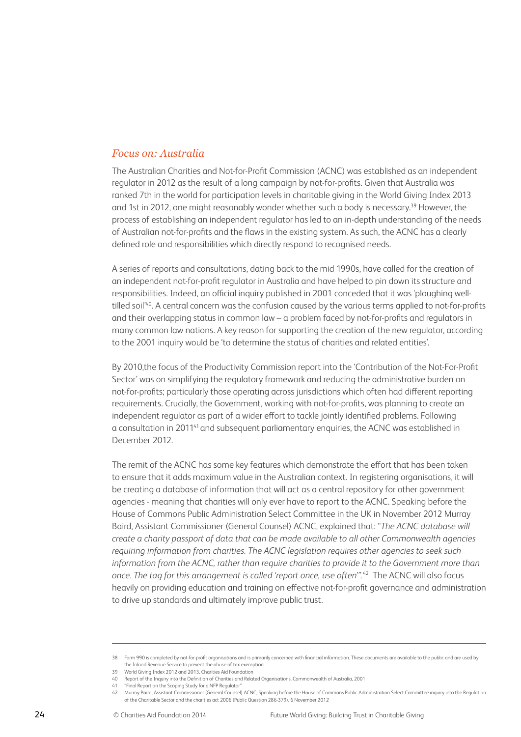## *Focus on: Australia*

The Australian Charities and Not-for-Profit Commission (ACNC) was established as an independent regulator in 2012 as the result of a long campaign by not-for-profits. Given that Australia was ranked 7th in the world for participation levels in charitable giving in the World Giving Index 2013 and 1st in 2012, one might reasonably wonder whether such a body is necessary.[39] However, the process of establishing an independent regulator has led to an in-depth understanding of the needs of Australian not-for-profits and the flaws in the existing system. As such, the ACNC has a clearly defined role and responsibilities which directly respond to recognised needs.

A series of reports and consultations, dating back to the mid 1990s, have called for the creation of an independent not-for-profit regulator in Australia and have helped to pin down its structure and responsibilities. Indeed, an official inquiry published in 2001 conceded that it was 'ploughing well-tilled soil'[40]. A central concern was the confusion caused by the various terms applied to not-for-profits and their overlapping status in common law – a problem faced by not-for-profits and regulators in many common law nations. A key reason for supporting the creation of the new regulator, according to the 2001 inquiry would be 'to determine the status of charities and related entities'.

By 2010,the focus of the Productivity Commission report into the 'Contribution of the Not-For-Profit Sector' was on simplifying the regulatory framework and reducing the administrative burden on not-for-profits; particularly those operating across jurisdictions which often had different reporting requirements. Crucially, the Government, working with not-for-profits, was planning to create an independent regulator as part of a wider effort to tackle jointly identified problems. Following a consultation in 2011[41] and subsequent parliamentary enquiries, the ACNC was established in December 2012.

The remit of the ACNC has some key features which demonstrate the effort that has been taken to ensure that it adds maximum value in the Australian context. In registering organisations, it will be creating a database of information that will act as a central repository for other government agencies - meaning that charities will only ever have to report to the ACNC. Speaking before the House of Commons Public Administration Select Committee in the UK in November 2012 Murray Baird, Assistant Commissioner (General Counsel) ACNC, explained that: "*The ACNC database will create a charity passport of data that can be made available to all other Commonwealth agencies requiring information from charities. The ACNC legislation requires other agencies to seek such information from the ACNC, rather than require charities to provide it to the Government more than once. The tag for this arrangement is called 'report once, use often*'".[42] The ACNC will also focus heavily on providing education and training on effective not-for-profit governance and administration to drive up standards and ultimately improve public trust.

---

38 Form 990 is completed by not-for-profit organisations and is primarily concerned with financial information. These documents are available to the public and are used by the Inland Revenue Service to prevent the abuse of tax exemption

39 World Giving Index 2012 and 2013, Charities Aid Foundation

40 Report of the Inquiry into the Definition of Charities and Related Organisations, Commonwealth of Australia, 2001

41 "Final Report on the Scoping Study for a NFP Regulator"

42 Murray Baird, Assistant Commissioner (General Counsel) ACNC, Speaking before the House of Commons Public Administration Select Committee inquiry into the Regulation of the Charitable Sector and the charities act 2006 (Public Question 286-379), 6 November 2012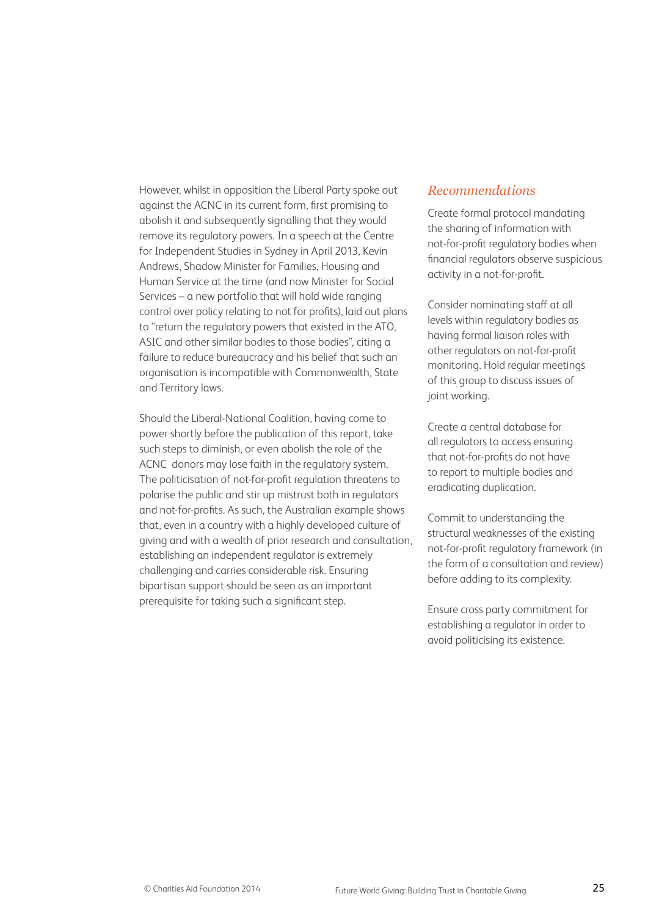However, whilst in opposition the Liberal Party spoke out against the ACNC in its current form, first promising to abolish it and subsequently signalling that they would remove its regulatory powers. In a speech at the Centre for Independent Studies in Sydney in April 2013, Kevin Andrews, Shadow Minister for Families, Housing and Human Service at the time (and now Minister for Social Services – a new portfolio that will hold wide ranging control over policy relating to not for profits), laid out plans to "return the regulatory powers that existed in the ATO, ASIC and other similar bodies to those bodies", citing a failure to reduce bureaucracy and his belief that such an organisation is incompatible with Commonwealth, State and Territory laws.

Should the Liberal-National Coalition, having come to power shortly before the publication of this report, take such steps to diminish, or even abolish the role of the ACNC donors may lose faith in the regulatory system. The politicisation of not-for-profit regulation threatens to polarise the public and stir up mistrust both in regulators and not-for-profits. As such, the Australian example shows that, even in a country with a highly developed culture of giving and with a wealth of prior research and consultation, establishing an independent regulator is extremely challenging and carries considerable risk. Ensuring bipartisan support should be seen as an important prerequisite for taking such a significant step.

### *Recommendations*

Create formal protocol mandating the sharing of information with not-for-profit regulatory bodies when financial regulators observe suspicious activity in a not-for-profit.

Consider nominating staff at all levels within regulatory bodies as having formal liaison roles with other regulators on not-for-profit monitoring. Hold regular meetings of this group to discuss issues of joint working.

Create a central database for all regulators to access ensuring that not-for-profits do not have to report to multiple bodies and eradicating duplication.

Commit to understanding the structural weaknesses of the existing not-for-profit regulatory framework (in the form of a consultation and review) before adding to its complexity.

Ensure cross party commitment for establishing a regulator in order to avoid politicising its existence.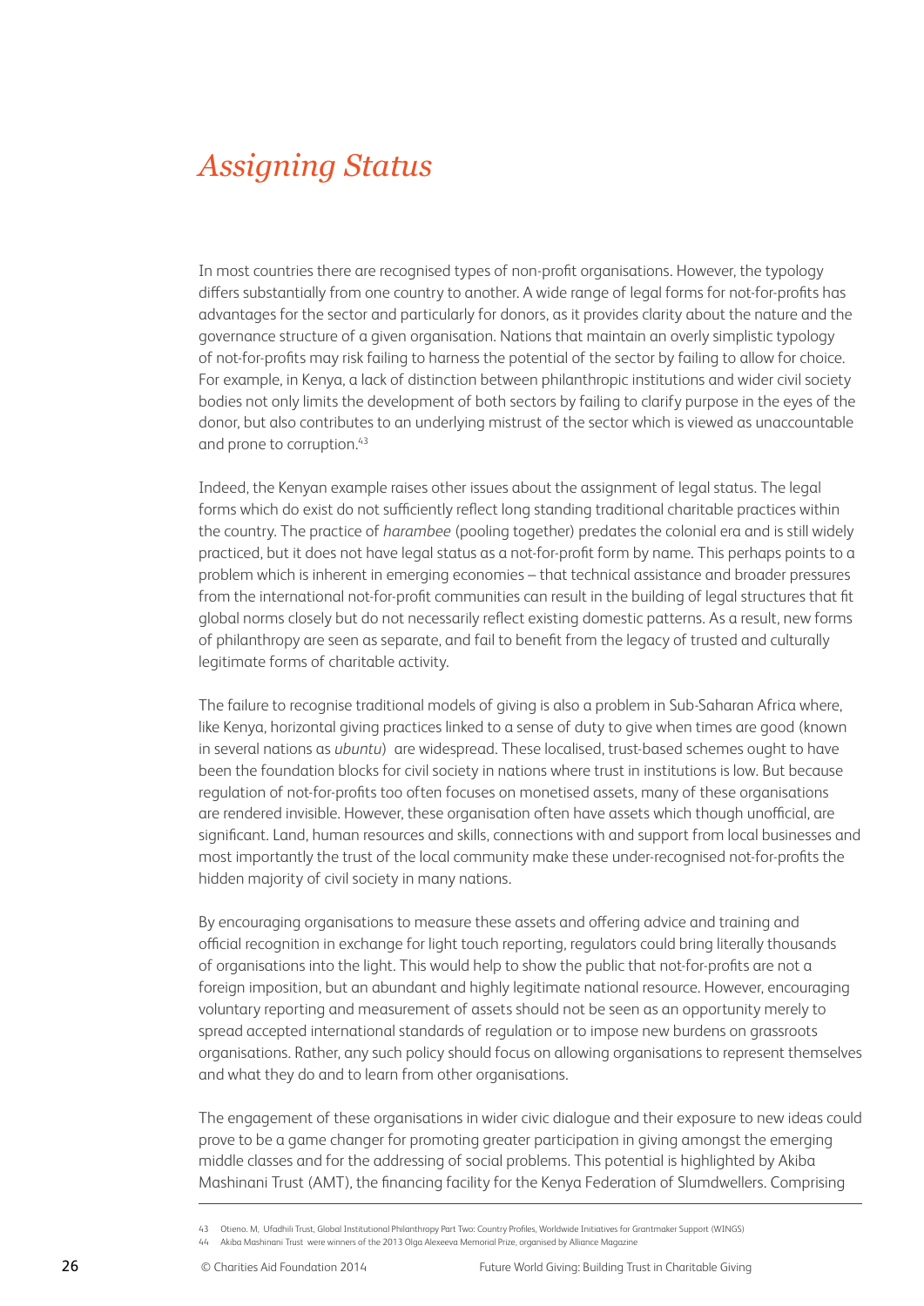# Assigning Status

In most countries there are recognised types of non-profit organisations. However, the typology differs substantially from one country to another. A wide range of legal forms for not-for-profits has advantages for the sector and particularly for donors, as it provides clarity about the nature and the governance structure of a given organisation. Nations that maintain an overly simplistic typology of not-for-profits may risk failing to harness the potential of the sector by failing to allow for choice. For example, in Kenya, a lack of distinction between philanthropic institutions and wider civil society bodies not only limits the development of both sectors by failing to clarify purpose in the eyes of the donor, but also contributes to an underlying mistrust of the sector which is viewed as unaccountable and prone to corruption.[43]

Indeed, the Kenyan example raises other issues about the assignment of legal status. The legal forms which do exist do not sufficiently reflect long standing traditional charitable practices within the country. The practice of *harambee* (pooling together) predates the colonial era and is still widely practiced, but it does not have legal status as a not-for-profit form by name. This perhaps points to a problem which is inherent in emerging economies – that technical assistance and broader pressures from the international not-for-profit communities can result in the building of legal structures that fit global norms closely but do not necessarily reflect existing domestic patterns. As a result, new forms of philanthropy are seen as separate, and fail to benefit from the legacy of trusted and culturally legitimate forms of charitable activity.

The failure to recognise traditional models of giving is also a problem in Sub-Saharan Africa where, like Kenya, horizontal giving practices linked to a sense of duty to give when times are good (known in several nations as *ubuntu*) are widespread. These localised, trust-based schemes ought to have been the foundation blocks for civil society in nations where trust in institutions is low. But because regulation of not-for-profits too often focuses on monetised assets, many of these organisations are rendered invisible. However, these organisation often have assets which though unofficial, are significant. Land, human resources and skills, connections with and support from local businesses and most importantly the trust of the local community make these under-recognised not-for-profits the hidden majority of civil society in many nations.

By encouraging organisations to measure these assets and offering advice and training and official recognition in exchange for light touch reporting, regulators could bring literally thousands of organisations into the light. This would help to show the public that not-for-profits are not a foreign imposition, but an abundant and highly legitimate national resource. However, encouraging voluntary reporting and measurement of assets should not be seen as an opportunity merely to spread accepted international standards of regulation or to impose new burdens on grassroots organisations. Rather, any such policy should focus on allowing organisations to represent themselves and what they do and to learn from other organisations.

The engagement of these organisations in wider civic dialogue and their exposure to new ideas could prove to be a game changer for promoting greater participation in giving amongst the emerging middle classes and for the addressing of social problems. This potential is highlighted by Akiba Mashinani Trust (AMT), the financing facility for the Kenya Federation of Slumdwellers. Comprising

---

43 Otieno. M, Ufadhili Trust, Global Institutional Philanthropy Part Two: Country Profiles, Worldwide Initiatives for Grantmaker Support (WINGS)

44 Akiba Mashinani Trust were winners of the 2013 Olga Alexeeva Memorial Prize, organised by Alliance Magazine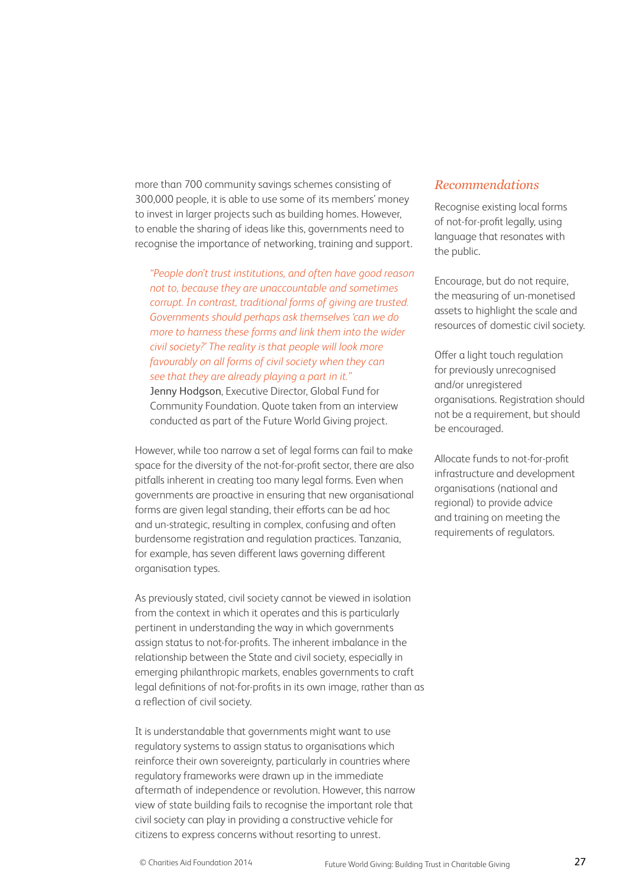more than 700 community savings schemes consisting of 300,000 people, it is able to use some of its members' money to invest in larger projects such as building homes. However, to enable the sharing of ideas like this, governments need to recognise the importance of networking, training and support.

> *"People don't trust institutions, and often have good reason not to, because they are unaccountable and sometimes corrupt. In contrast, traditional forms of giving are trusted. Governments should perhaps ask themselves 'can we do more to harness these forms and link them into the wider civil society?' The reality is that people will look more favourably on all forms of civil society when they can see that they are already playing a part in it."*
> Jenny Hodgson, Executive Director, Global Fund for Community Foundation. Quote taken from an interview conducted as part of the Future World Giving project.

However, while too narrow a set of legal forms can fail to make space for the diversity of the not-for-profit sector, there are also pitfalls inherent in creating too many legal forms. Even when governments are proactive in ensuring that new organisational forms are given legal standing, their efforts can be ad hoc and un-strategic, resulting in complex, confusing and often burdensome registration and regulation practices. Tanzania, for example, has seven different laws governing different organisation types.

As previously stated, civil society cannot be viewed in isolation from the context in which it operates and this is particularly pertinent in understanding the way in which governments assign status to not-for-profits. The inherent imbalance in the relationship between the State and civil society, especially in emerging philanthropic markets, enables governments to craft legal definitions of not-for-profits in its own image, rather than as a reflection of civil society.

It is understandable that governments might want to use regulatory systems to assign status to organisations which reinforce their own sovereignty, particularly in countries where regulatory frameworks were drawn up in the immediate aftermath of independence or revolution. However, this narrow view of state building fails to recognise the important role that civil society can play in providing a constructive vehicle for citizens to express concerns without resorting to unrest.

## *Recommendations*

Recognise existing local forms of not-for-profit legally, using language that resonates with the public.

Encourage, but do not require, the measuring of un-monetised assets to highlight the scale and resources of domestic civil society.

Offer a light touch regulation for previously unrecognised and/or unregistered organisations. Registration should not be a requirement, but should be encouraged.

Allocate funds to not-for-profit infrastructure and development organisations (national and regional) to provide advice and training on meeting the requirements of regulators.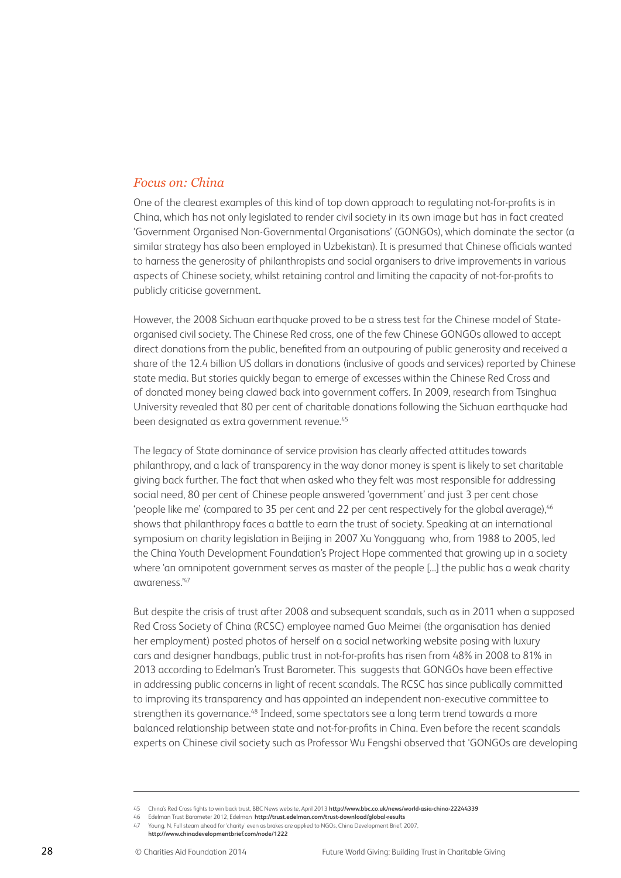## *Focus on: China*

One of the clearest examples of this kind of top down approach to regulating not-for-profits is in China, which has not only legislated to render civil society in its own image but has in fact created 'Government Organised Non-Governmental Organisations' (GONGOs), which dominate the sector (a similar strategy has also been employed in Uzbekistan). It is presumed that Chinese officials wanted to harness the generosity of philanthropists and social organisers to drive improvements in various aspects of Chinese society, whilst retaining control and limiting the capacity of not-for-profits to publicly criticise government.

However, the 2008 Sichuan earthquake proved to be a stress test for the Chinese model of State-organised civil society. The Chinese Red cross, one of the few Chinese GONGOs allowed to accept direct donations from the public, benefited from an outpouring of public generosity and received a share of the 12.4 billion US dollars in donations (inclusive of goods and services) reported by Chinese state media. But stories quickly began to emerge of excesses within the Chinese Red Cross and of donated money being clawed back into government coffers. In 2009, research from Tsinghua University revealed that 80 per cent of charitable donations following the Sichuan earthquake had been designated as extra government revenue.[45]

The legacy of State dominance of service provision has clearly affected attitudes towards philanthropy, and a lack of transparency in the way donor money is spent is likely to set charitable giving back further. The fact that when asked who they felt was most responsible for addressing social need, 80 per cent of Chinese people answered 'government' and just 3 per cent chose 'people like me' (compared to 35 per cent and 22 per cent respectively for the global average),[46] shows that philanthropy faces a battle to earn the trust of society. Speaking at an international symposium on charity legislation in Beijing in 2007 Xu Yongguang who, from 1988 to 2005, led the China Youth Development Foundation's Project Hope commented that growing up in a society where 'an omnipotent government serves as master of the people [...] the public has a weak charity awareness.'[47]

But despite the crisis of trust after 2008 and subsequent scandals, such as in 2011 when a supposed Red Cross Society of China (RCSC) employee named Guo Meimei (the organisation has denied her employment) posted photos of herself on a social networking website posing with luxury cars and designer handbags, public trust in not-for-profits has risen from 48% in 2008 to 81% in 2013 according to Edelman's Trust Barometer. This suggests that GONGOs have been effective in addressing public concerns in light of recent scandals. The RCSC has since publically committed to improving its transparency and has appointed an independent non-executive committee to strengthen its governance.[48] Indeed, some spectators see a long term trend towards a more balanced relationship between state and not-for-profits in China. Even before the recent scandals experts on Chinese civil society such as Professor Wu Fengshi observed that 'GONGOs are developing

---

45 China's Red Cross fights to win back trust, BBC News website, April 2013 **http://www.bbc.co.uk/news/world-asia-china-22244339**

46 Edelman Trust Barometer 2012, Edelman **http://trust.edelman.com/trust-download/global-results**

47 Young. N, Full steam ahead for 'charity' even as brakes are applied to NGOs, China Development Brief, 2007, **http://www.chinadevelopmentbrief.com/node/1222**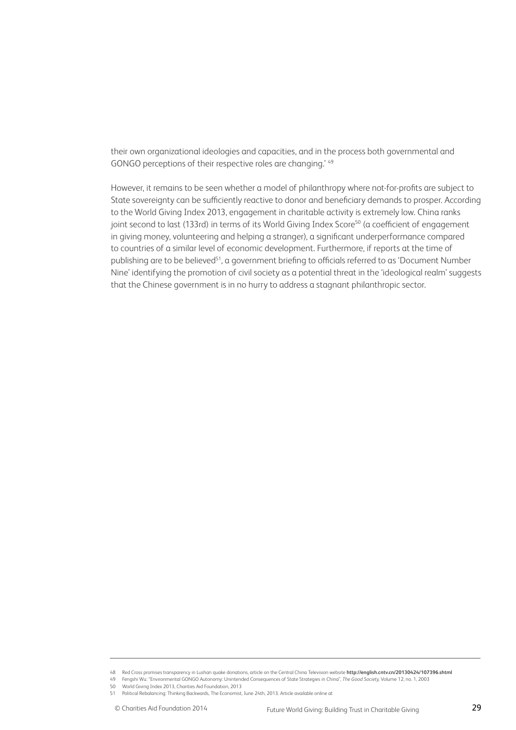their own organizational ideologies and capacities, and in the process both governmental and GONGO perceptions of their respective roles are changing.' [49]

However, it remains to be seen whether a model of philanthropy where not-for-profits are subject to State sovereignty can be sufficiently reactive to donor and beneficiary demands to prosper. According to the World Giving Index 2013, engagement in charitable activity is extremely low. China ranks joint second to last (133rd) in terms of its World Giving Index Score[50] (a coefficient of engagement in giving money, volunteering and helping a stranger), a significant underperformance compared to countries of a similar level of economic development. Furthermore, if reports at the time of publishing are to be believed[51], a government briefing to officials referred to as 'Document Number Nine' identifying the promotion of civil society as a potential threat in the 'ideological realm' suggests that the Chinese government is in no hurry to address a stagnant philanthropic sector.

---

48 Red Cross promises transparency in Lushan quake donations, article on the Central China Television website **http://english.cntv.cn/20130424/107396.shtml**

49 Fengshi Wu: "Environmental GONGO Autonomy: Unintended Consequences of State Strategies in China", *The Good Society*, Volume 12, no. 1, 2003

50 World Giving Index 2013, Charities Aid Foundation, 2013

51 Political Rebalancing: Thinking Backwards, The Economist, June 24th, 2013. Article available online at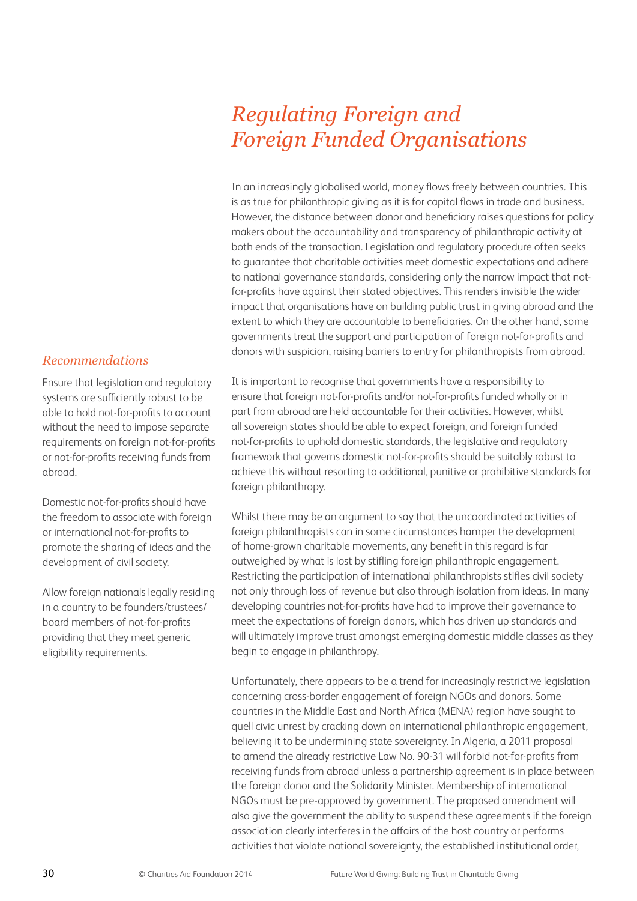# *Regulating Foreign and Foreign Funded Organisations*

In an increasingly globalised world, money flows freely between countries. This is as true for philanthropic giving as it is for capital flows in trade and business. However, the distance between donor and beneficiary raises questions for policy makers about the accountability and transparency of philanthropic activity at both ends of the transaction. Legislation and regulatory procedure often seeks to guarantee that charitable activities meet domestic expectations and adhere to national governance standards, considering only the narrow impact that not-for-profits have against their stated objectives. This renders invisible the wider impact that organisations have on building public trust in giving abroad and the extent to which they are accountable to beneficiaries. On the other hand, some governments treat the support and participation of foreign not-for-profits and donors with suspicion, raising barriers to entry for philanthropists from abroad.

It is important to recognise that governments have a responsibility to ensure that foreign not-for-profits and/or not-for-profits funded wholly or in part from abroad are held accountable for their activities. However, whilst all sovereign states should be able to expect foreign, and foreign funded not-for-profits to uphold domestic standards, the legislative and regulatory framework that governs domestic not-for-profits should be suitably robust to achieve this without resorting to additional, punitive or prohibitive standards for foreign philanthropy.

Whilst there may be an argument to say that the uncoordinated activities of foreign philanthropists can in some circumstances hamper the development of home-grown charitable movements, any benefit in this regard is far outweighed by what is lost by stifling foreign philanthropic engagement. Restricting the participation of international philanthropists stifles civil society not only through loss of revenue but also through isolation from ideas. In many developing countries not-for-profits have had to improve their governance to meet the expectations of foreign donors, which has driven up standards and will ultimately improve trust amongst emerging domestic middle classes as they begin to engage in philanthropy.

Unfortunately, there appears to be a trend for increasingly restrictive legislation concerning cross-border engagement of foreign NGOs and donors. Some countries in the Middle East and North Africa (MENA) region have sought to quell civic unrest by cracking down on international philanthropic engagement, believing it to be undermining state sovereignty. In Algeria, a 2011 proposal to amend the already restrictive Law No. 90-31 will forbid not-for-profits from receiving funds from abroad unless a partnership agreement is in place between the foreign donor and the Solidarity Minister. Membership of international NGOs must be pre-approved by government. The proposed amendment will also give the government the ability to suspend these agreements if the foreign association clearly interferes in the affairs of the host country or performs activities that violate national sovereignty, the established institutional order,

## *Recommendations*

Ensure that legislation and regulatory systems are sufficiently robust to be able to hold not-for-profits to account without the need to impose separate requirements on foreign not-for-profits or not-for-profits receiving funds from abroad.

Domestic not-for-profits should have the freedom to associate with foreign or international not-for-profits to promote the sharing of ideas and the development of civil society.

Allow foreign nationals legally residing in a country to be founders/trustees/board members of not-for-profits providing that they meet generic eligibility requirements.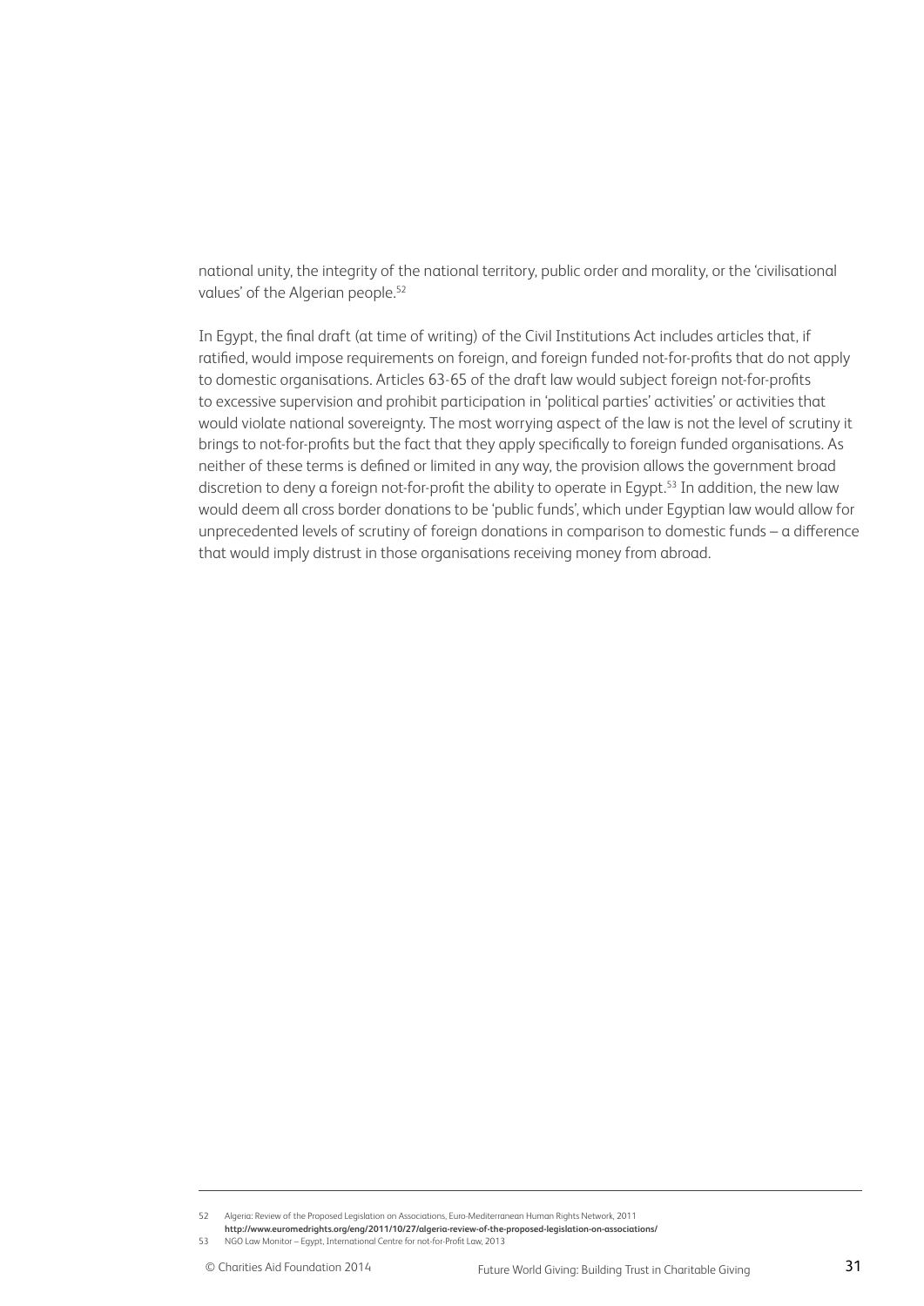national unity, the integrity of the national territory, public order and morality, or the 'civilisational values' of the Algerian people.[52]

In Egypt, the final draft (at time of writing) of the Civil Institutions Act includes articles that, if ratified, would impose requirements on foreign, and foreign funded not-for-profits that do not apply to domestic organisations. Articles 63-65 of the draft law would subject foreign not-for-profits to excessive supervision and prohibit participation in 'political parties' activities' or activities that would violate national sovereignty. The most worrying aspect of the law is not the level of scrutiny it brings to not-for-profits but the fact that they apply specifically to foreign funded organisations. As neither of these terms is defined or limited in any way, the provision allows the government broad discretion to deny a foreign not-for-profit the ability to operate in Egypt.[53] In addition, the new law would deem all cross border donations to be 'public funds', which under Egyptian law would allow for unprecedented levels of scrutiny of foreign donations in comparison to domestic funds – a difference that would imply distrust in those organisations receiving money from abroad.

---

52 Algeria: Review of the Proposed Legislation on Associations, Euro-Mediterranean Human Rights Network, 2011 **http://www.euromedrights.org/eng/2011/10/27/algeria-review-of-the-proposed-legislation-on-associations/**

53 NGO Law Monitor – Egypt, International Centre for not-for-Profit Law, 2013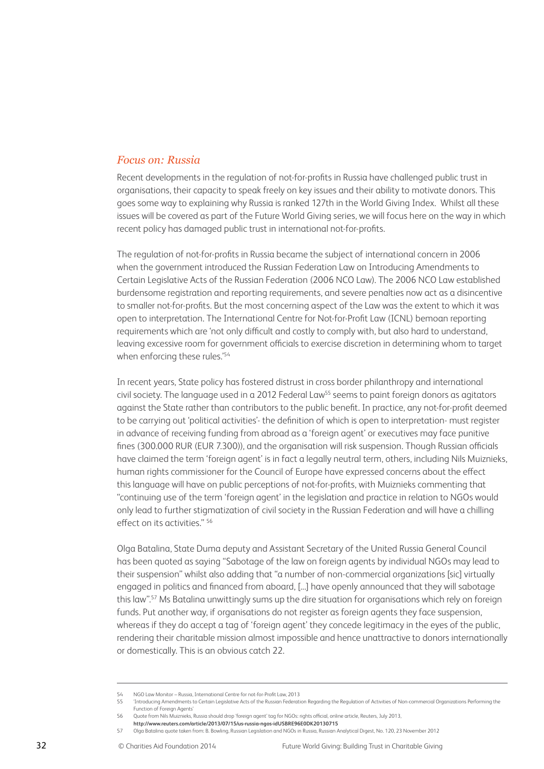## *Focus on: Russia*

Recent developments in the regulation of not-for-profits in Russia have challenged public trust in organisations, their capacity to speak freely on key issues and their ability to motivate donors. This goes some way to explaining why Russia is ranked 127th in the World Giving Index. Whilst all these issues will be covered as part of the Future World Giving series, we will focus here on the way in which recent policy has damaged public trust in international not-for-profits.

The regulation of not-for-profits in Russia became the subject of international concern in 2006 when the government introduced the Russian Federation Law on Introducing Amendments to Certain Legislative Acts of the Russian Federation (2006 NCO Law). The 2006 NCO Law established burdensome registration and reporting requirements, and severe penalties now act as a disincentive to smaller not-for-profits. But the most concerning aspect of the Law was the extent to which it was open to interpretation. The International Centre for Not-for-Profit Law (ICNL) bemoan reporting requirements which are 'not only difficult and costly to comply with, but also hard to understand, leaving excessive room for government officials to exercise discretion in determining whom to target when enforcing these rules.'[54]

In recent years, State policy has fostered distrust in cross border philanthropy and international civil society. The language used in a 2012 Federal Law[55] seems to paint foreign donors as agitators against the State rather than contributors to the public benefit. In practice, any not-for-profit deemed to be carrying out 'political activities'- the definition of which is open to interpretation- must register in advance of receiving funding from abroad as a 'foreign agent' or executives may face punitive fines (300.000 RUR (EUR 7.300)), and the organisation will risk suspension. Though Russian officials have claimed the term 'foreign agent' is in fact a legally neutral term, others, including Nils Muiznieks, human rights commissioner for the Council of Europe have expressed concerns about the effect this language will have on public perceptions of not-for-profits, with Muiznieks commenting that "continuing use of the term 'foreign agent' in the legislation and practice in relation to NGOs would only lead to further stigmatization of civil society in the Russian Federation and will have a chilling effect on its activities." [56]

Olga Batalina, State Duma deputy and Assistant Secretary of the United Russia General Council has been quoted as saying "Sabotage of the law on foreign agents by individual NGOs may lead to their suspension" whilst also adding that "a number of non-commercial organizations [sic] virtually engaged in politics and financed from aboard, [...] have openly announced that they will sabotage this law".[57] Ms Batalina unwittingly sums up the dire situation for organisations which rely on foreign funds. Put another way, if organisations do not register as foreign agents they face suspension, whereas if they do accept a tag of 'foreign agent' they concede legitimacy in the eyes of the public, rendering their charitable mission almost impossible and hence unattractive to donors internationally or domestically. This is an obvious catch 22.

---

54 NGO Law Monitor – Russia, International Centre for not-for-Profit Law, 2013

55 'Introducing Amendments to Certain Legislative Acts of the Russian Federation Regarding the Regulation of Activities of Non-commercial Organizations Performing the Function of Foreign Agents'

56 Quote from Nils Muiznieks, Russia should drop 'foreign agent' tag for NGOs: rights official, online article, Reuters, July 2013, **http://www.reuters.com/article/2013/07/15/us-russia-ngos-idUSBRE96E0DK20130715**

57 Olga Batalina quote taken from: B. Bowling, Russian Legislation and NGOs in Russia, Russian Analytical Digest, No. 120, 23 November 2012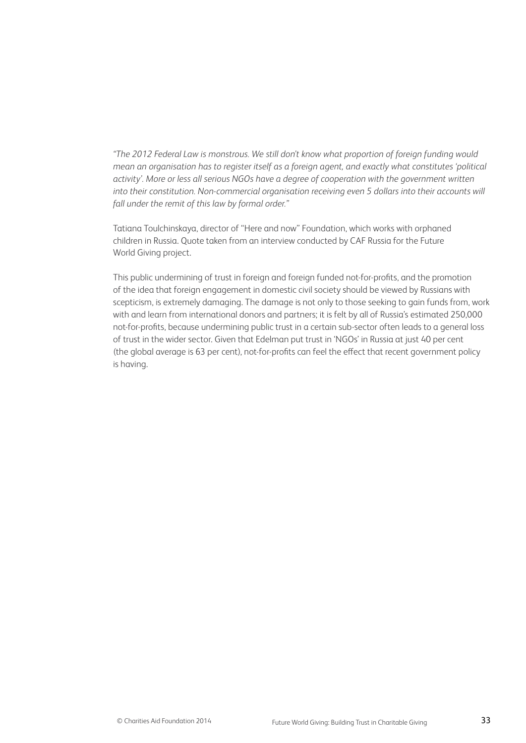*"The 2012 Federal Law is monstrous. We still don't know what proportion of foreign funding would mean an organisation has to register itself as a foreign agent, and exactly what constitutes 'political activity'. More or less all serious NGOs have a degree of cooperation with the government written into their constitution. Non-commercial organisation receiving even 5 dollars into their accounts will fall under the remit of this law by formal order."*

Tatiana Toulchinskaya, director of "Here and now" Foundation, which works with orphaned children in Russia. Quote taken from an interview conducted by CAF Russia for the Future World Giving project.

This public undermining of trust in foreign and foreign funded not-for-profits, and the promotion of the idea that foreign engagement in domestic civil society should be viewed by Russians with scepticism, is extremely damaging. The damage is not only to those seeking to gain funds from, work with and learn from international donors and partners; it is felt by all of Russia's estimated 250,000 not-for-profits, because undermining public trust in a certain sub-sector often leads to a general loss of trust in the wider sector. Given that Edelman put trust in 'NGOs' in Russia at just 40 per cent (the global average is 63 per cent), not-for-profits can feel the effect that recent government policy is having.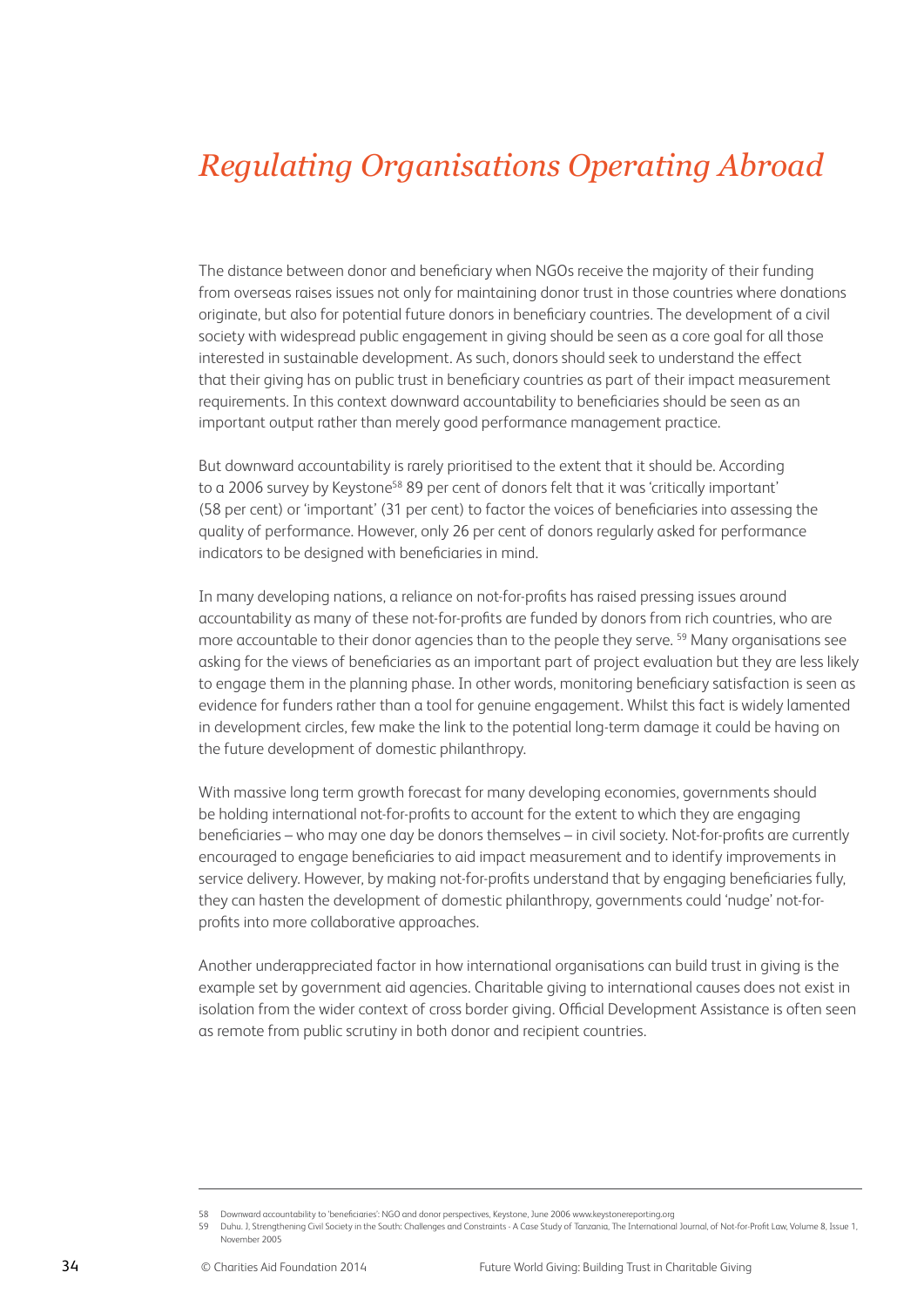# *Regulating Organisations Operating Abroad*

The distance between donor and beneficiary when NGOs receive the majority of their funding from overseas raises issues not only for maintaining donor trust in those countries where donations originate, but also for potential future donors in beneficiary countries. The development of a civil society with widespread public engagement in giving should be seen as a core goal for all those interested in sustainable development. As such, donors should seek to understand the effect that their giving has on public trust in beneficiary countries as part of their impact measurement requirements. In this context downward accountability to beneficiaries should be seen as an important output rather than merely good performance management practice.

But downward accountability is rarely prioritised to the extent that it should be. According to a 2006 survey by Keystone[58] 89 per cent of donors felt that it was 'critically important' (58 per cent) or 'important' (31 per cent) to factor the voices of beneficiaries into assessing the quality of performance. However, only 26 per cent of donors regularly asked for performance indicators to be designed with beneficiaries in mind.

In many developing nations, a reliance on not-for-profits has raised pressing issues around accountability as many of these not-for-profits are funded by donors from rich countries, who are more accountable to their donor agencies than to the people they serve. [59] Many organisations see asking for the views of beneficiaries as an important part of project evaluation but they are less likely to engage them in the planning phase. In other words, monitoring beneficiary satisfaction is seen as evidence for funders rather than a tool for genuine engagement. Whilst this fact is widely lamented in development circles, few make the link to the potential long-term damage it could be having on the future development of domestic philanthropy.

With massive long term growth forecast for many developing economies, governments should be holding international not-for-profits to account for the extent to which they are engaging beneficiaries – who may one day be donors themselves – in civil society. Not-for-profits are currently encouraged to engage beneficiaries to aid impact measurement and to identify improvements in service delivery. However, by making not-for-profits understand that by engaging beneficiaries fully, they can hasten the development of domestic philanthropy, governments could 'nudge' not-for-profits into more collaborative approaches.

Another underappreciated factor in how international organisations can build trust in giving is the example set by government aid agencies. Charitable giving to international causes does not exist in isolation from the wider context of cross border giving. Official Development Assistance is often seen as remote from public scrutiny in both donor and recipient countries.

---

58 Downward accountability to 'beneficiaries': NGO and donor perspectives, Keystone, June 2006 www.keystonereporting.org

59 Duhu. J, Strengthening Civil Society in the South: Challenges and Constraints - A Case Study of Tanzania, The International Journal, of Not-for-Profit Law, Volume 8, Issue 1, November 2005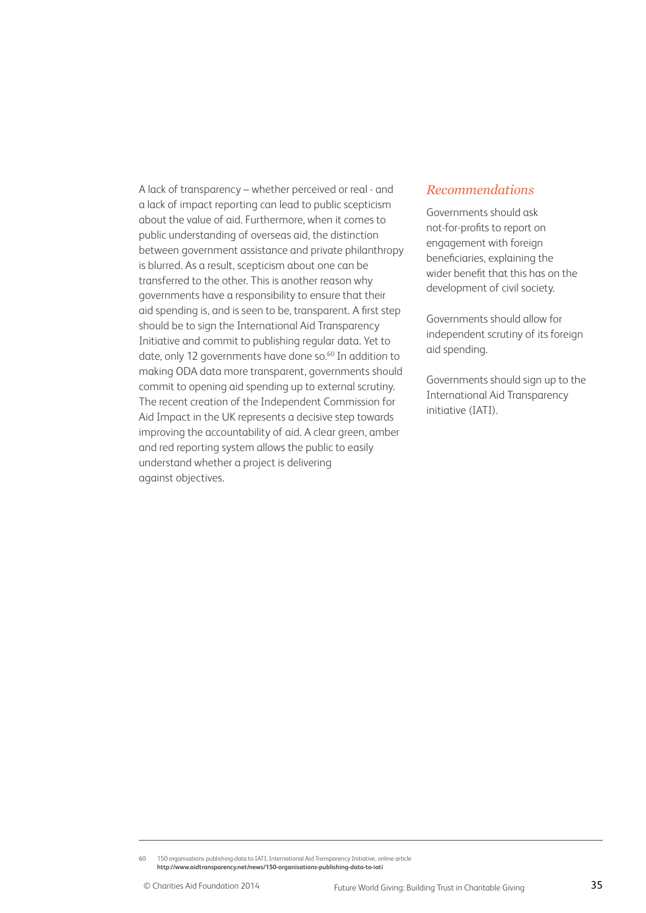A lack of transparency – whether perceived or real - and a lack of impact reporting can lead to public scepticism about the value of aid. Furthermore, when it comes to public understanding of overseas aid, the distinction between government assistance and private philanthropy is blurred. As a result, scepticism about one can be transferred to the other. This is another reason why governments have a responsibility to ensure that their aid spending is, and is seen to be, transparent. A first step should be to sign the International Aid Transparency Initiative and commit to publishing regular data. Yet to date, only 12 governments have done so.[60] In addition to making ODA data more transparent, governments should commit to opening aid spending up to external scrutiny. The recent creation of the Independent Commission for Aid Impact in the UK represents a decisive step towards improving the accountability of aid. A clear green, amber and red reporting system allows the public to easily understand whether a project is delivering against objectives.

## *Recommendations*

Governments should ask not-for-profits to report on engagement with foreign beneficiaries, explaining the wider benefit that this has on the development of civil society.

Governments should allow for independent scrutiny of its foreign aid spending.

Governments should sign up to the International Aid Transparency initiative (IATI).

---

60 150 organisations publishing data to IATI, International Aid Transparency Initiative, online article **http://www.aidtransparency.net/news/150-organisations-publishing-data-to-iati**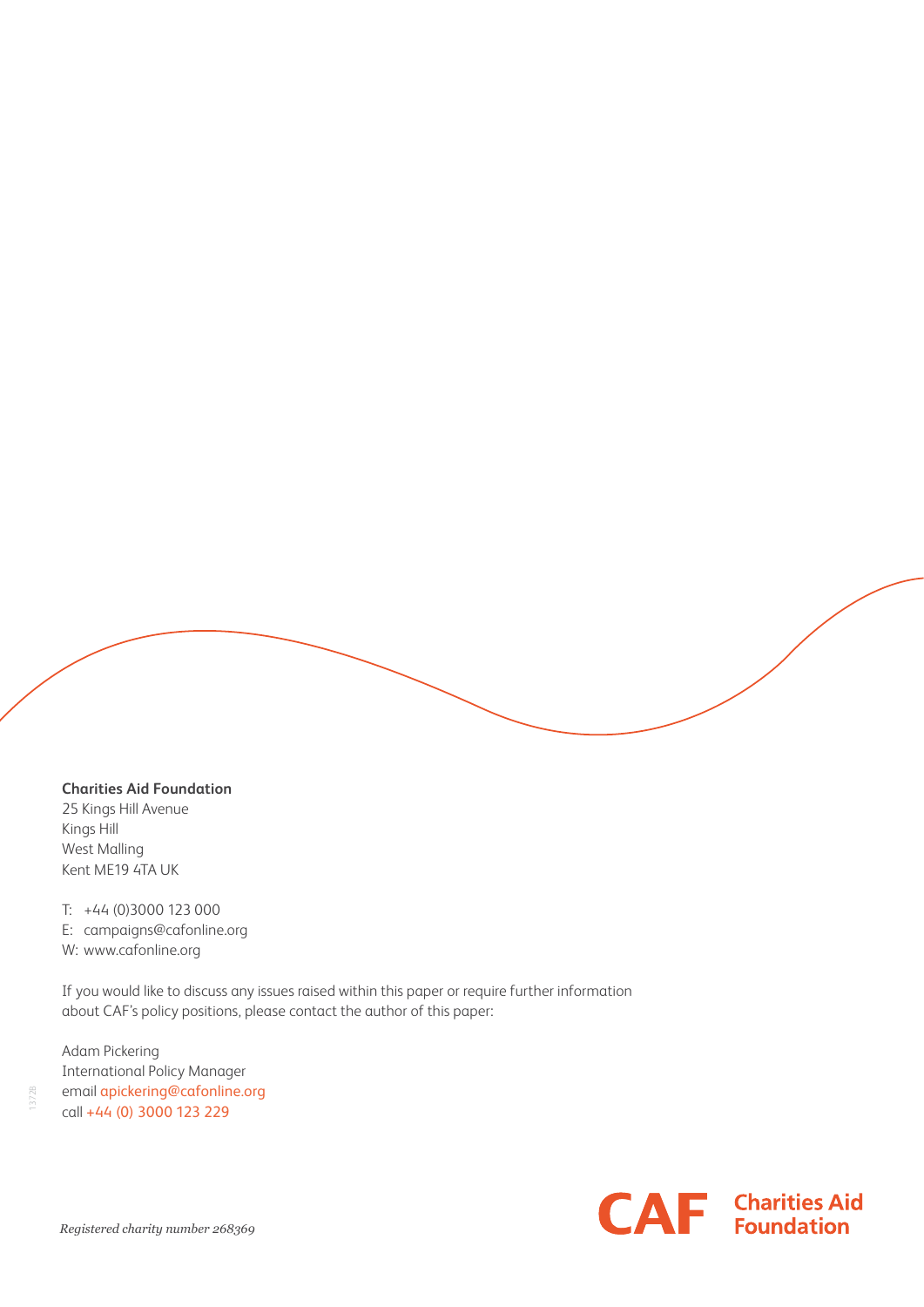**Charities Aid Foundation**
25 Kings Hill Avenue
Kings Hill
West Malling
Kent ME19 4TA UK

T: +44 (0)3000 123 000
E: campaigns@cafonline.org
W: www.cafonline.org

If you would like to discuss any issues raised within this paper or require further information about CAF's policy positions, please contact the author of this paper:

Adam Pickering
International Policy Manager
email apickering@cafonline.org
call +44 (0) 3000 123 229

13728

*Registered charity number 268369*

CAF Charities Aid Foundation